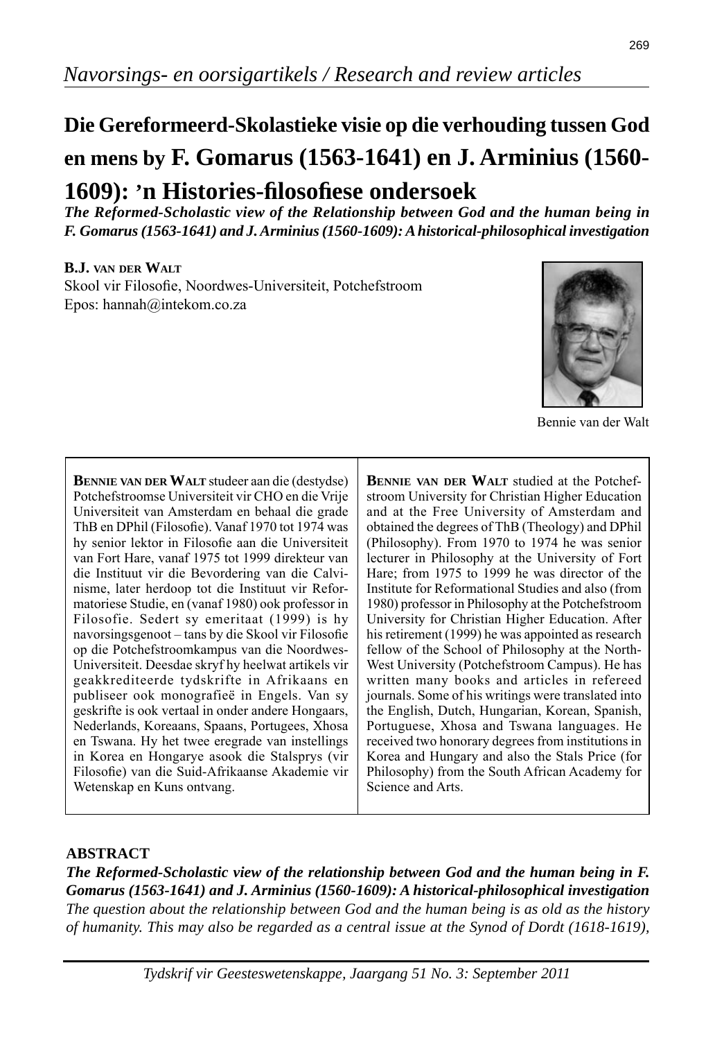*Navorsings- en oorsigartikels / Research and review articles*

# Die Gereformeerd-Skolastieke visie op die verhouding tussen God en mens by F. Gomarus (1563-1641) en J. Arminius (1560-1609): 'n Histories-filosofiese ondersoek

***The Reformed-Scholastic view of the Relationship between God and the human being in F. Gomarus (1563-1641) and J. Arminius (1560-1609): A historical-philosophical investigation***

**B.J. van der Walt**
Skool vir Filosofie, Noordwes-Universiteit, Potchefstroom
Epos: hannah@intekom.co.za

Bennie van der Walt

**Bennie van der Walt** studeer aan die (destydse) Potchefstroomse Universiteit vir CHO en die Vrije Universiteit van Amsterdam en behaal die grade ThB en DPhil (Filosofie). Vanaf 1970 tot 1974 was hy senior lektor in Filosofie aan die Universiteit van Fort Hare, vanaf 1975 tot 1999 direkteur van die Instituut vir die Bevordering van die Calvinisme, later herdoop tot die Instituut vir Reformatoriese Studie, en (vanaf 1980) ook professor in Filosofie. Sedert sy emeritaat (1999) is hy navorsingsgenoot – tans by die Skool vir Filosofie op die Potchefstroomkampus van die Noordwes-Universiteit. Deesdae skryf hy heelwat artikels vir geakkrediteerde tydskrifte in Afrikaans en publiseer ook monografieë in Engels. Van sy geskrifte is ook vertaal in onder andere Hongaars, Nederlands, Koreaans, Spaans, Portugees, Xhosa en Tswana. Hy het twee eregrade van instellings in Korea en Hongarye asook die Stalsprys (vir Filosofie) van die Suid-Afrikaanse Akademie vir Wetenskap en Kuns ontvang.

**Bennie van der Walt** studied at the Potchefstroom University for Christian Higher Education and at the Free University of Amsterdam and obtained the degrees of ThB (Theology) and DPhil (Philosophy). From 1970 to 1974 he was senior lecturer in Philosophy at the University of Fort Hare; from 1975 to 1999 he was director of the Institute for Reformational Studies and also (from 1980) professor in Philosophy at the Potchefstroom University for Christian Higher Education. After his retirement (1999) he was appointed as research fellow of the School of Philosophy at the North-West University (Potchefstroom Campus). He has written many books and articles in refereed journals. Some of his writings were translated into the English, Dutch, Hungarian, Korean, Spanish, Portuguese, Xhosa and Tswana languages. He received two honorary degrees from institutions in Korea and Hungary and also the Stals Price (for Philosophy) from the South African Academy for Science and Arts.

## ABSTRACT

***The Reformed-Scholastic view of the relationship between God and the human being in F. Gomarus (1563-1641) and J. Arminius (1560-1609): A historical-philosophical investigation***

*The question about the relationship between God and the human being is as old as the history of humanity. This may also be regarded as a central issue at the Synod of Dordt (1618-1619),*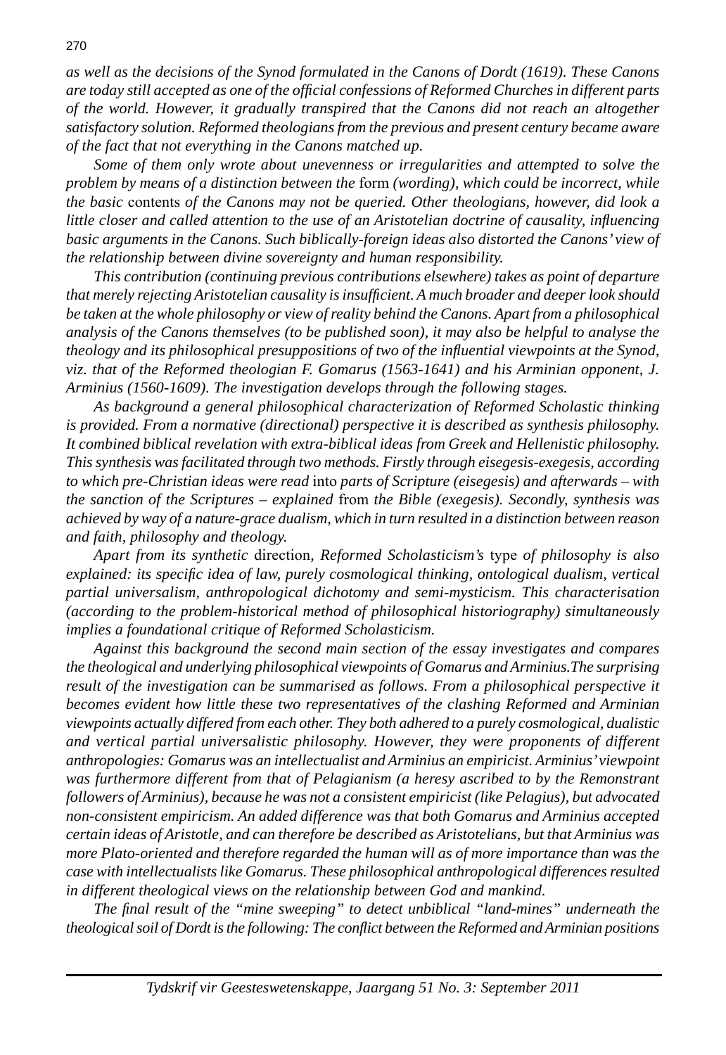*as well as the decisions of the Synod formulated in the Canons of Dordt (1619). These Canons are today still accepted as one of the official confessions of Reformed Churches in different parts of the world. However, it gradually transpired that the Canons did not reach an altogether satisfactory solution. Reformed theologians from the previous and present century became aware of the fact that not everything in the Canons matched up.*

*Some of them only wrote about unevenness or irregularities and attempted to solve the problem by means of a distinction between the* form *(wording), which could be incorrect, while the basic* contents *of the Canons may not be queried. Other theologians, however, did look a little closer and called attention to the use of an Aristotelian doctrine of causality, influencing basic arguments in the Canons. Such biblically-foreign ideas also distorted the Canons' view of the relationship between divine sovereignty and human responsibility.*

*This contribution (continuing previous contributions elsewhere) takes as point of departure that merely rejecting Aristotelian causality is insufficient. A much broader and deeper look should be taken at the whole philosophy or view of reality behind the Canons. Apart from a philosophical analysis of the Canons themselves (to be published soon), it may also be helpful to analyse the theology and its philosophical presuppositions of two of the influential viewpoints at the Synod, viz. that of the Reformed theologian F. Gomarus (1563-1641) and his Arminian opponent, J. Arminius (1560-1609). The investigation develops through the following stages.*

*As background a general philosophical characterization of Reformed Scholastic thinking is provided. From a normative (directional) perspective it is described as synthesis philosophy. It combined biblical revelation with extra-biblical ideas from Greek and Hellenistic philosophy. This synthesis was facilitated through two methods. Firstly through eisegesis-exegesis, according to which pre-Christian ideas were read* into *parts of Scripture (eisegesis) and afterwards – with the sanction of the Scriptures – explained* from *the Bible (exegesis). Secondly, synthesis was achieved by way of a nature-grace dualism, which in turn resulted in a distinction between reason and faith, philosophy and theology.*

*Apart from its synthetic* direction*, Reformed Scholasticism's* type *of philosophy is also explained: its specific idea of law, purely cosmological thinking, ontological dualism, vertical partial universalism, anthropological dichotomy and semi-mysticism. This characterisation (according to the problem-historical method of philosophical historiography) simultaneously implies a foundational critique of Reformed Scholasticism.*

*Against this background the second main section of the essay investigates and compares the theological and underlying philosophical viewpoints of Gomarus and Arminius.The surprising result of the investigation can be summarised as follows. From a philosophical perspective it becomes evident how little these two representatives of the clashing Reformed and Arminian viewpoints actually differed from each other. They both adhered to a purely cosmological, dualistic and vertical partial universalistic philosophy. However, they were proponents of different anthropologies: Gomarus was an intellectualist and Arminius an empiricist. Arminius' viewpoint was furthermore different from that of Pelagianism (a heresy ascribed to by the Remonstrant followers of Arminius), because he was not a consistent empiricist (like Pelagius), but advocated non-consistent empiricism. An added difference was that both Gomarus and Arminius accepted certain ideas of Aristotle, and can therefore be described as Aristotelians, but that Arminius was more Plato-oriented and therefore regarded the human will as of more importance than was the case with intellectualists like Gomarus. These philosophical anthropological differences resulted in different theological views on the relationship between God and mankind.*

*The final result of the "mine sweeping" to detect unbiblical "land-mines" underneath the theological soil of Dordt is the following: The conflict between the Reformed and Arminian positions*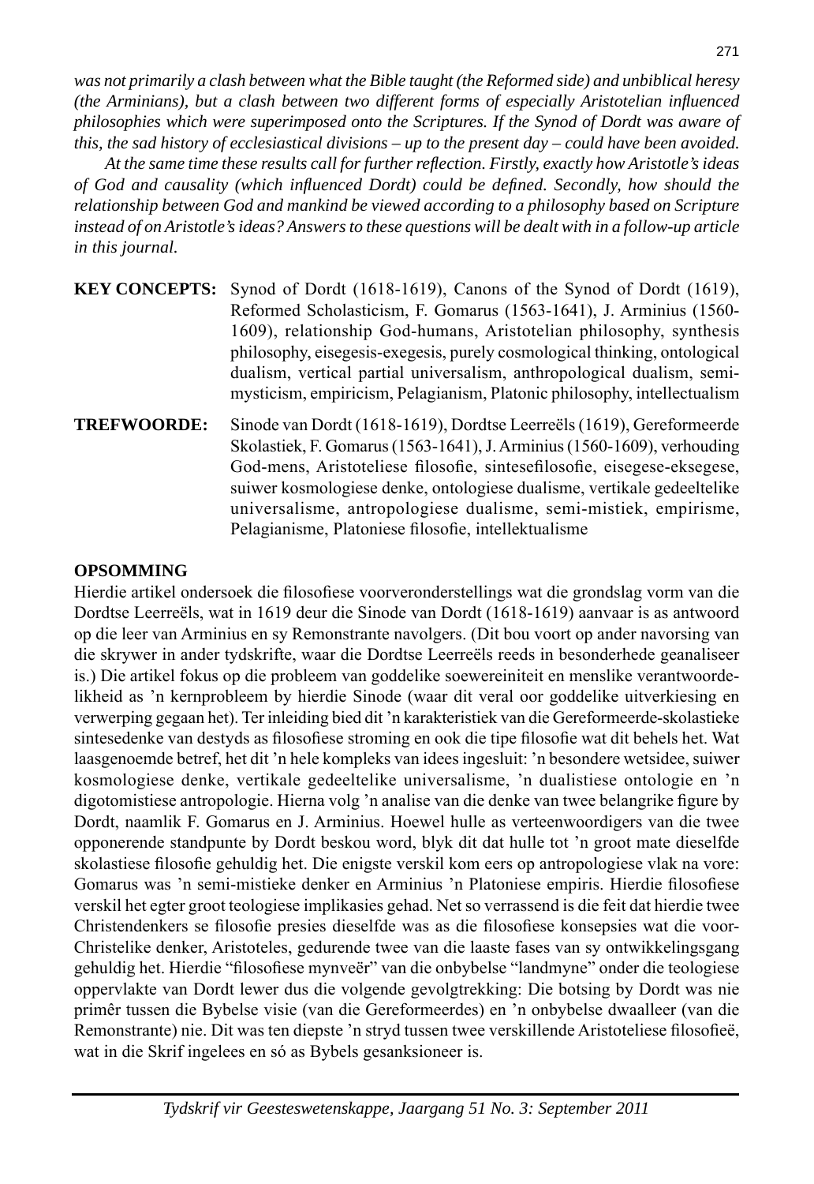*was not primarily a clash between what the Bible taught (the Reformed side) and unbiblical heresy (the Arminians), but a clash between two different forms of especially Aristotelian influenced philosophies which were superimposed onto the Scriptures. If the Synod of Dordt was aware of this, the sad history of ecclesiastical divisions – up to the present day – could have been avoided.*

*At the same time these results call for further reflection. Firstly, exactly how Aristotle's ideas of God and causality (which influenced Dordt) could be defined. Secondly, how should the relationship between God and mankind be viewed according to a philosophy based on Scripture instead of on Aristotle's ideas? Answers to these questions will be dealt with in a follow-up article in this journal.*

**KEY CONCEPTS:** Synod of Dordt (1618-1619), Canons of the Synod of Dordt (1619), Reformed Scholasticism, F. Gomarus (1563-1641), J. Arminius (1560-1609), relationship God-humans, Aristotelian philosophy, synthesis philosophy, eisegesis-exegesis, purely cosmological thinking, ontological dualism, vertical partial universalism, anthropological dualism, semi-mysticism, empiricism, Pelagianism, Platonic philosophy, intellectualism

**TREFWOORDE:** Sinode van Dordt (1618-1619), Dordtse Leerreëls (1619), Gereformeerde Skolastiek, F. Gomarus (1563-1641), J. Arminius (1560-1609), verhouding God-mens, Aristoteliese filosofie, sintesefilosofie, eisegese-eksegese, suiwer kosmologiese denke, ontologiese dualisme, vertikale gedeeltelike universalisme, antropologiese dualisme, semi-mistiek, empirisme, Pelagianisme, Platoniese filosofie, intellektualisme

## OPSOMMING

Hierdie artikel ondersoek die filosofiese voorveronderstellings wat die grondslag vorm van die Dordtse Leerreëls, wat in 1619 deur die Sinode van Dordt (1618-1619) aanvaar is as antwoord op die leer van Arminius en sy Remonstrante navolgers. (Dit bou voort op ander navorsing van die skrywer in ander tydskrifte, waar die Dordtse Leerreëls reeds in besonderhede geanaliseer is.) Die artikel fokus op die probleem van goddelike soewereiniteit en menslike verantwoordelikheid as 'n kernprobleem by hierdie Sinode (waar dit veral oor goddelike uitverkiesing en verwerping gegaan het). Ter inleiding bied dit 'n karakteristiek van die Gereformeerde-skolastieke sintesedenke van destyds as filosofiese stroming en ook die tipe filosofie wat dit behels het. Wat laasgenoemde betref, het dit 'n hele kompleks van idees ingesluit: 'n besondere wetsidee, suiwer kosmologiese denke, vertikale gedeeltelike universalisme, 'n dualistiese ontologie en 'n digotomistiese antropologie. Hierna volg 'n analise van die denke van twee belangrike figure by Dordt, naamlik F. Gomarus en J. Arminius. Hoewel hulle as verteenwoordigers van die twee opponerende standpunte by Dordt beskou word, blyk dit dat hulle tot 'n groot mate dieselfde skolastiese filosofie gehuldig het. Die enigste verskil kom eers op antropologiese vlak na vore: Gomarus was 'n semi-mistieke denker en Arminius 'n Platoniese empiris. Hierdie filosofiese verskil het egter groot teologiese implikasies gehad. Net so verrassend is die feit dat hierdie twee Christendenkers se filosofie presies dieselfde was as die filosofiese konsepsies wat die voor-Christelike denker, Aristoteles, gedurende twee van die laaste fases van sy ontwikkelingsgang gehuldig het. Hierdie "filosofiese mynveër" van die onbybelse "landmyne" onder die teologiese oppervlakte van Dordt lewer dus die volgende gevolgtrekking: Die botsing by Dordt was nie primêr tussen die Bybelse visie (van die Gereformeerdes) en 'n onbybelse dwaalleer (van die Remonstrante) nie. Dit was ten diepste 'n stryd tussen twee verskillende Aristoteliese filosofieë, wat in die Skrif ingelees en só as Bybels gesanksioneer is.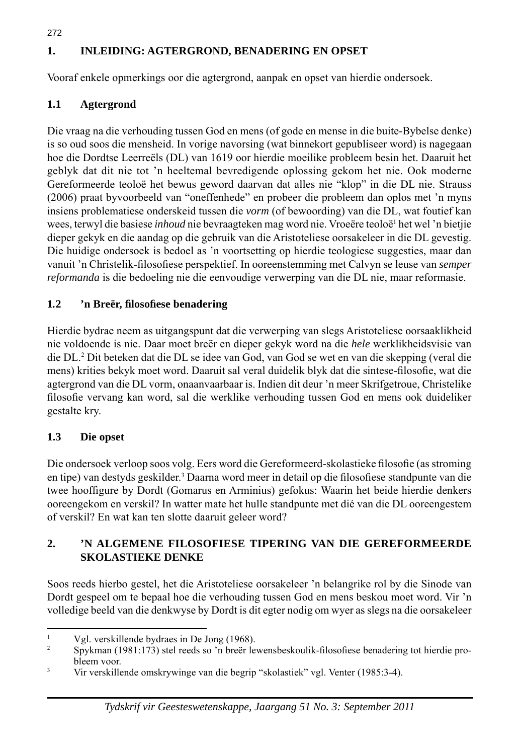## 1. INLEIDING: AGTERGROND, BENADERING EN OPSET

Vooraf enkele opmerkings oor die agtergrond, aanpak en opset van hierdie ondersoek.

### 1.1 Agtergrond

Die vraag na die verhouding tussen God en mens (of gode en mense in die buite-Bybelse denke) is so oud soos die mensheid. In vorige navorsing (wat binnekort gepubliseer word) is nagegaan hoe die Dordtse Leerreëls (DL) van 1619 oor hierdie moeilike probleem besin het. Daaruit het geblyk dat dit nie tot 'n heeltemal bevredigende oplossing gekom het nie. Ook moderne Gereformeerde teoloë het bewus geword daarvan dat alles nie "klop" in die DL nie. Strauss (2006) praat byvoorbeeld van "oneffenhede" en probeer die probleem dan oplos met 'n myns insiens problematiese onderskeid tussen die *vorm* (of bewoording) van die DL, wat foutief kan wees, terwyl die basiese *inhoud* nie bevraagteken mag word nie. Vroeëre teoloë[1] het wel 'n bietjie dieper gekyk en die aandag op die gebruik van die Aristoteliese oorsakeleer in die DL gevestig. Die huidige ondersoek is bedoel as 'n voortsetting op hierdie teologiese suggesties, maar dan vanuit 'n Christelik-filosofiese perspektief. In ooreenstemming met Calvyn se leuse van *semper reformanda* is die bedoeling nie die eenvoudige verwerping van die DL nie, maar reformasie.

### 1.2 'n Breër, filosofiese benadering

Hierdie bydrae neem as uitgangspunt dat die verwerping van slegs Aristoteliese oorsaaklikheid nie voldoende is nie. Daar moet breër en dieper gekyk word na die *hele* werklikheidsvisie van die DL.[2] Dit beteken dat die DL se idee van God, van God se wet en van die skepping (veral die mens) krities bekyk moet word. Daaruit sal veral duidelik blyk dat die sintese-filosofie, wat die agtergrond van die DL vorm, onaanvaarbaar is. Indien dit deur 'n meer Skrifgetroue, Christelike filosofie vervang kan word, sal die werklike verhouding tussen God en mens ook duideliker gestalte kry.

### 1.3 Die opset

Die ondersoek verloop soos volg. Eers word die Gereformeerd-skolastieke filosofie (as stroming en tipe) van destyds geskilder.[3] Daarna word meer in detail op die filosofiese standpunte van die twee hooffigure by Dordt (Gomarus en Arminius) gefokus: Waarin het beide hierdie denkers ooreengekom en verskil? In watter mate het hulle standpunte met dié van die DL ooreengestem of verskil? En wat kan ten slotte daaruit geleer word?

## 2. 'N ALGEMENE FILOSOFIESE TIPERING VAN DIE GEREFORMEERDE SKOLASTIEKE DENKE

Soos reeds hierbo gestel, het die Aristoteliese oorsakeleer 'n belangrike rol by die Sinode van Dordt gespeel om te bepaal hoe die verhouding tussen God en mens beskou moet word. Vir 'n volledige beeld van die denkwyse by Dordt is dit egter nodig om wyer as slegs na die oorsakeleer

---

[1] Vgl. verskillende bydraes in De Jong (1968).

[2] Spykman (1981:173) stel reeds so 'n breër lewensbeskoulik-filosofiese benadering tot hierdie probleem voor.

[3] Vir verskillende omskrywinge van die begrip "skolastiek" vgl. Venter (1985:3-4).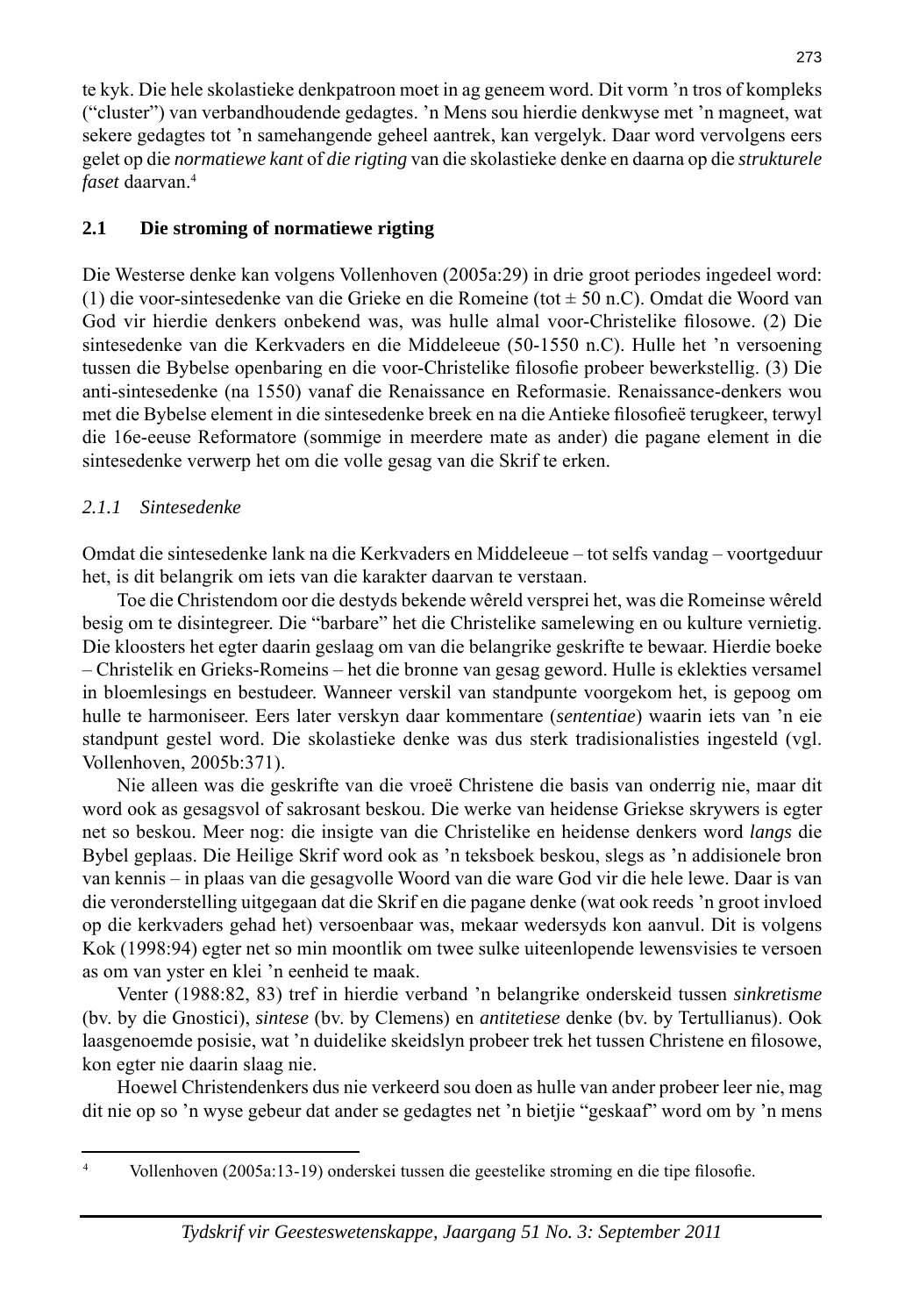te kyk. Die hele skolastieke denkpatroon moet in ag geneem word. Dit vorm 'n tros of kompleks ("cluster") van verbandhoudende gedagtes. 'n Mens sou hierdie denkwyse met 'n magneet, wat sekere gedagtes tot 'n samehangende geheel aantrek, kan vergelyk. Daar word vervolgens eers gelet op die *normatiewe kant* of *die rigting* van die skolastieke denke en daarna op die *strukturele faset* daarvan.[4]

## 2.1 Die stroming of normatiewe rigting

Die Westerse denke kan volgens Vollenhoven (2005a:29) in drie groot periodes ingedeel word: (1) die voor-sintesedenke van die Grieke en die Romeine (tot ± 50 n.C). Omdat die Woord van God vir hierdie denkers onbekend was, was hulle almal voor-Christelike filosowe. (2) Die sintesedenke van die Kerkvaders en die Middeleeue (50-1550 n.C). Hulle het 'n versoening tussen die Bybelse openbaring en die voor-Christelike filosofie probeer bewerkstellig. (3) Die anti-sintesedenke (na 1550) vanaf die Renaissance en Reformasie. Renaissance-denkers wou met die Bybelse element in die sintesedenke breek en na die Antieke filosofieë terugkeer, terwyl die 16e-eeuse Reformatore (sommige in meerdere mate as ander) die pagane element in die sintesedenke verwerp het om die volle gesag van die Skrif te erken.

### *2.1.1 Sintesedenke*

Omdat die sintesedenke lank na die Kerkvaders en Middeleeue – tot selfs vandag – voortgeduur het, is dit belangrik om iets van die karakter daarvan te verstaan.

Toe die Christendom oor die destyds bekende wêreld versprei het, was die Romeinse wêreld besig om te disintegreer. Die "barbare" het die Christelike samelewing en ou kulture vernietig. Die kloosters het egter daarin geslaag om van die belangrike geskrifte te bewaar. Hierdie boeke – Christelik en Grieks-Romeins – het die bronne van gesag geword. Hulle is eklekties versamel in bloemlesings en bestudeer. Wanneer verskil van standpunte voorgekom het, is gepoog om hulle te harmoniseer. Eers later verskyn daar kommentare (*sententiae*) waarin iets van 'n eie standpunt gestel word. Die skolastieke denke was dus sterk tradisionalisties ingesteld (vgl. Vollenhoven, 2005b:371).

Nie alleen was die geskrifte van die vroeë Christene die basis van onderrig nie, maar dit word ook as gesagsvol of sakrosant beskou. Die werke van heidense Griekse skrywers is egter net so beskou. Meer nog: die insigte van die Christelike en heidense denkers word *langs* die Bybel geplaas. Die Heilige Skrif word ook as 'n teksboek beskou, slegs as 'n addisionele bron van kennis – in plaas van die gesagvolle Woord van die ware God vir die hele lewe. Daar is van die veronderstelling uitgegaan dat die Skrif en die pagane denke (wat ook reeds 'n groot invloed op die kerkvaders gehad het) versoenbaar was, mekaar wedersyds kon aanvul. Dit is volgens Kok (1998:94) egter net so min moontlik om twee sulke uiteenlopende lewensvisies te versoen as om van yster en klei 'n eenheid te maak.

Venter (1988:82, 83) tref in hierdie verband 'n belangrike onderskeid tussen *sinkretisme* (bv. by die Gnostici), *sintese* (bv. by Clemens) en *antitetiese* denke (bv. by Tertullianus). Ook laasgenoemde posisie, wat 'n duidelike skeidslyn probeer trek het tussen Christene en filosowe, kon egter nie daarin slaag nie.

Hoewel Christendenkers dus nie verkeerd sou doen as hulle van ander probeer leer nie, mag dit nie op so 'n wyse gebeur dat ander se gedagtes net 'n bietjie "geskaaf" word om by 'n mens

---

[4] Vollenhoven (2005a:13-19) onderskei tussen die geestelike stroming en die tipe filosofie.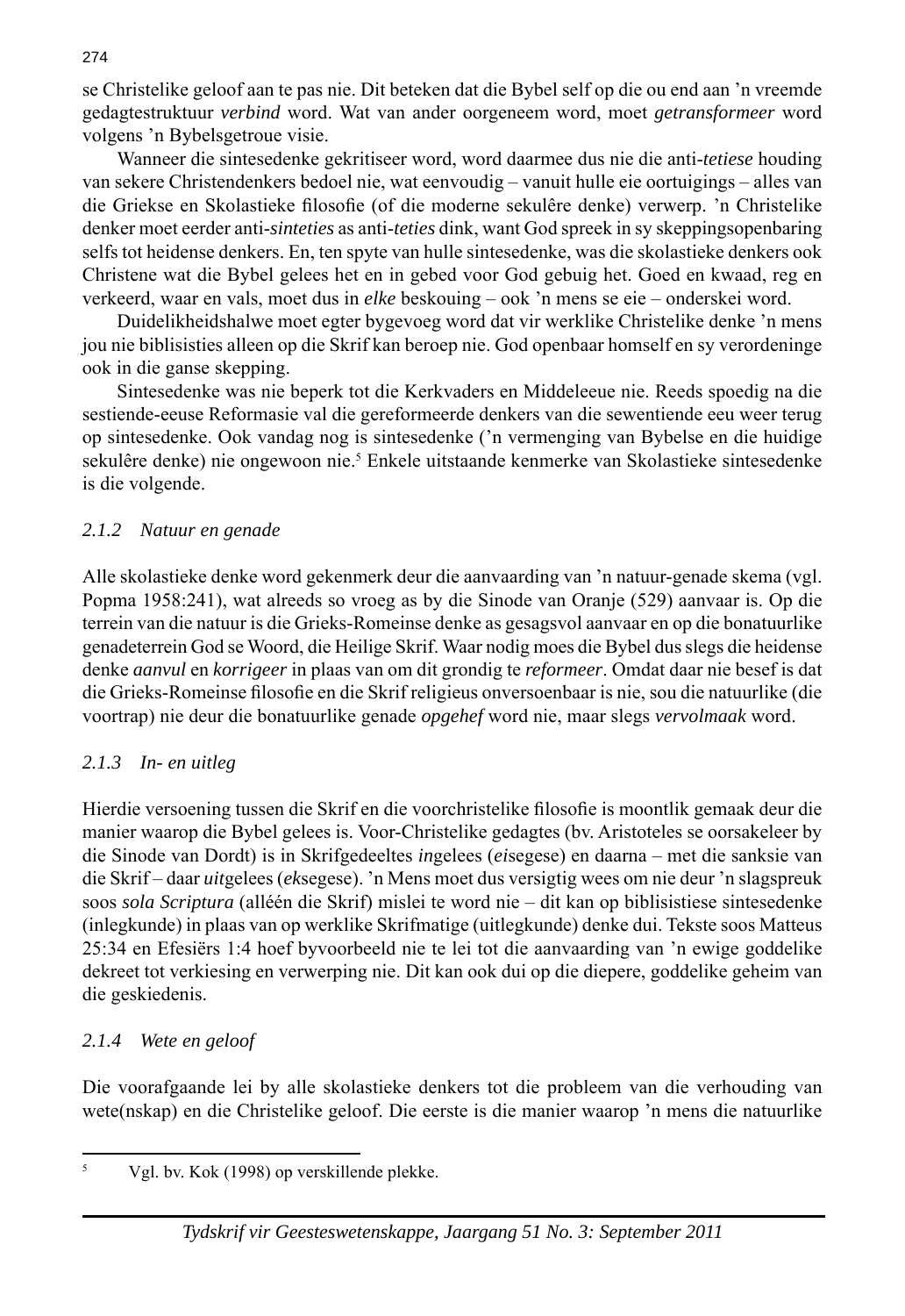se Christelike geloof aan te pas nie. Dit beteken dat die Bybel self op die ou end aan 'n vreemde gedagtestruktuur *verbind* word. Wat van ander oorgeneem word, moet *getransformeer* word volgens 'n Bybelsgetroue visie.

Wanneer die sintesedenke gekritiseer word, word daarmee dus nie die anti-*tetiese* houding van sekere Christendenkers bedoel nie, wat eenvoudig – vanuit hulle eie oortuigings – alles van die Griekse en Skolastieke filosofie (of die moderne sekulêre denke) verwerp. 'n Christelike denker moet eerder anti-*sinteties* as anti-*teties* dink, want God spreek in sy skeppingsopenbaring selfs tot heidense denkers. En, ten spyte van hulle sintesedenke, was die skolastieke denkers ook Christene wat die Bybel gelees het en in gebed voor God gebuig het. Goed en kwaad, reg en verkeerd, waar en vals, moet dus in *elke* beskouing – ook 'n mens se eie – onderskei word.

Duidelikheidshalwe moet egter bygevoeg word dat vir werklike Christelike denke 'n mens jou nie biblisisties alleen op die Skrif kan beroep nie. God openbaar homself en sy verordeninge ook in die ganse skepping.

Sintesedenke was nie beperk tot die Kerkvaders en Middeleeue nie. Reeds spoedig na die sestiende-eeuse Reformasie val die gereformeerde denkers van die sewentiende eeu weer terug op sintesedenke. Ook vandag nog is sintesedenke ('n vermenging van Bybelse en die huidige sekulêre denke) nie ongewoon nie.[5] Enkele uitstaande kenmerke van Skolastieke sintesedenke is die volgende.

### *2.1.2 Natuur en genade*

Alle skolastieke denke word gekenmerk deur die aanvaarding van 'n natuur-genade skema (vgl. Popma 1958:241), wat alreeds so vroeg as by die Sinode van Oranje (529) aanvaar is. Op die terrein van die natuur is die Grieks-Romeinse denke as gesagsvol aanvaar en op die bonatuurlike genadeterrein God se Woord, die Heilige Skrif. Waar nodig moes die Bybel dus slegs die heidense denke *aanvul* en *korrigeer* in plaas van om dit grondig te *reformeer*. Omdat daar nie besef is dat die Grieks-Romeinse filosofie en die Skrif religieus onversoenbaar is nie, sou die natuurlike (die voortrap) nie deur die bonatuurlike genade *opgehef* word nie, maar slegs *vervolmaak* word.

### *2.1.3 In- en uitleg*

Hierdie versoening tussen die Skrif en die voorchristelike filosofie is moontlik gemaak deur die manier waarop die Bybel gelees is. Voor-Christelike gedagtes (bv. Aristoteles se oorsakeleer by die Sinode van Dordt) is in Skrifgedeeltes *in*gelees (*ei*segese) en daarna – met die sanksie van die Skrif – daar *uit*gelees (*ek*segese). 'n Mens moet dus versigtig wees om nie deur 'n slagspreuk soos *sola Scriptura* (alléén die Skrif) mislei te word nie – dit kan op biblisistiese sintesedenke (inlegkunde) in plaas van op werklike Skrifmatige (uitlegkunde) denke dui. Tekste soos Matteus 25:34 en Efesiërs 1:4 hoef byvoorbeeld nie te lei tot die aanvaarding van 'n ewige goddelike dekreet tot verkiesing en verwerping nie. Dit kan ook dui op die diepere, goddelike geheim van die geskiedenis.

### *2.1.4 Wete en geloof*

Die voorafgaande lei by alle skolastieke denkers tot die probleem van die verhouding van wete(nskap) en die Christelike geloof. Die eerste is die manier waarop 'n mens die natuurlike

---

[5] Vgl. bv. Kok (1998) op verskillende plekke.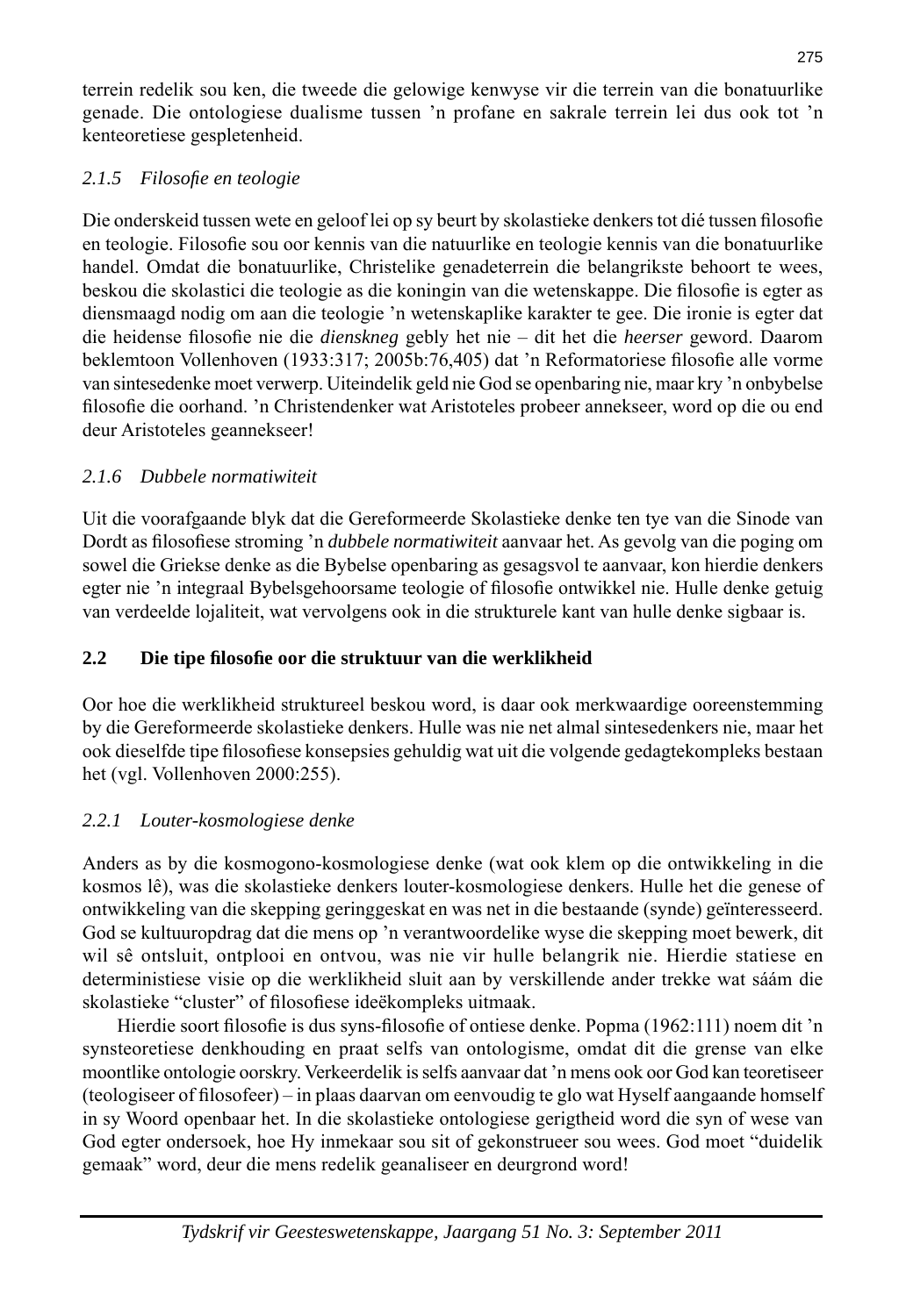terrein redelik sou ken, die tweede die gelowige kenwyse vir die terrein van die bonatuurlike genade. Die ontologiese dualisme tussen 'n profane en sakrale terrein lei dus ook tot 'n kenteoretiese gespletenheid.

### *2.1.5 Filosofie en teologie*

Die onderskeid tussen wete en geloof lei op sy beurt by skolastieke denkers tot dié tussen filosofie en teologie. Filosofie sou oor kennis van die natuurlike en teologie kennis van die bonatuurlike handel. Omdat die bonatuurlike, Christelike genadeterrein die belangrikste behoort te wees, beskou die skolastici die teologie as die koningin van die wetenskappe. Die filosofie is egter as diensmaagd nodig om aan die teologie 'n wetenskaplike karakter te gee. Die ironie is egter dat die heidense filosofie nie die *dienskneg* gebly het nie – dit het die *heerser* geword. Daarom beklemtoon Vollenhoven (1933:317; 2005b:76,405) dat 'n Reformatoriese filosofie alle vorme van sintesedenke moet verwerp. Uiteindelik geld nie God se openbaring nie, maar kry 'n onbybelse filosofie die oorhand. 'n Christendenker wat Aristoteles probeer annekseer, word op die ou end deur Aristoteles geannekseer!

### *2.1.6 Dubbele normatiwiteit*

Uit die voorafgaande blyk dat die Gereformeerde Skolastieke denke ten tye van die Sinode van Dordt as filosofiese stroming 'n *dubbele normatiwiteit* aanvaar het. As gevolg van die poging om sowel die Griekse denke as die Bybelse openbaring as gesagsvol te aanvaar, kon hierdie denkers egter nie 'n integraal Bybelsgehoorsame teologie of filosofie ontwikkel nie. Hulle denke getuig van verdeelde lojaliteit, wat vervolgens ook in die strukturele kant van hulle denke sigbaar is.

## **2.2 Die tipe filosofie oor die struktuur van die werklikheid**

Oor hoe die werklikheid struktureel beskou word, is daar ook merkwaardige ooreenstemming by die Gereformeerde skolastieke denkers. Hulle was nie net almal sintesedenkers nie, maar het ook dieselfde tipe filosofiese konsepsies gehuldig wat uit die volgende gedagtekompleks bestaan het (vgl. Vollenhoven 2000:255).

### *2.2.1 Louter-kosmologiese denke*

Anders as by die kosmogono-kosmologiese denke (wat ook klem op die ontwikkeling in die kosmos lê), was die skolastieke denkers louter-kosmologiese denkers. Hulle het die genese of ontwikkeling van die skepping geringgeskat en was net in die bestaande (synde) geïnteresseerd. God se kultuuropdrag dat die mens op 'n verantwoordelike wyse die skepping moet bewerk, dit wil sê ontsluit, ontplooi en ontvou, was nie vir hulle belangrik nie. Hierdie statiese en deterministiese visie op die werklikheid sluit aan by verskillende ander trekke wat sáám die skolastieke "cluster" of filosofiese ideëkompleks uitmaak.

Hierdie soort filosofie is dus syns-filosofie of ontiese denke. Popma (1962:111) noem dit 'n synsteoretiese denkhouding en praat selfs van ontologisme, omdat dit die grense van elke moontlike ontologie oorskry. Verkeerdelik is selfs aanvaar dat 'n mens ook oor God kan teoretiseer (teologiseer of filosofeer) – in plaas daarvan om eenvoudig te glo wat Hyself aangaande homself in sy Woord openbaar het. In die skolastieke ontologiese gerigtheid word die syn of wese van God egter ondersoek, hoe Hy inmekaar sou sit of gekonstrueer sou wees. God moet "duidelik gemaak" word, deur die mens redelik geanaliseer en deurgrond word!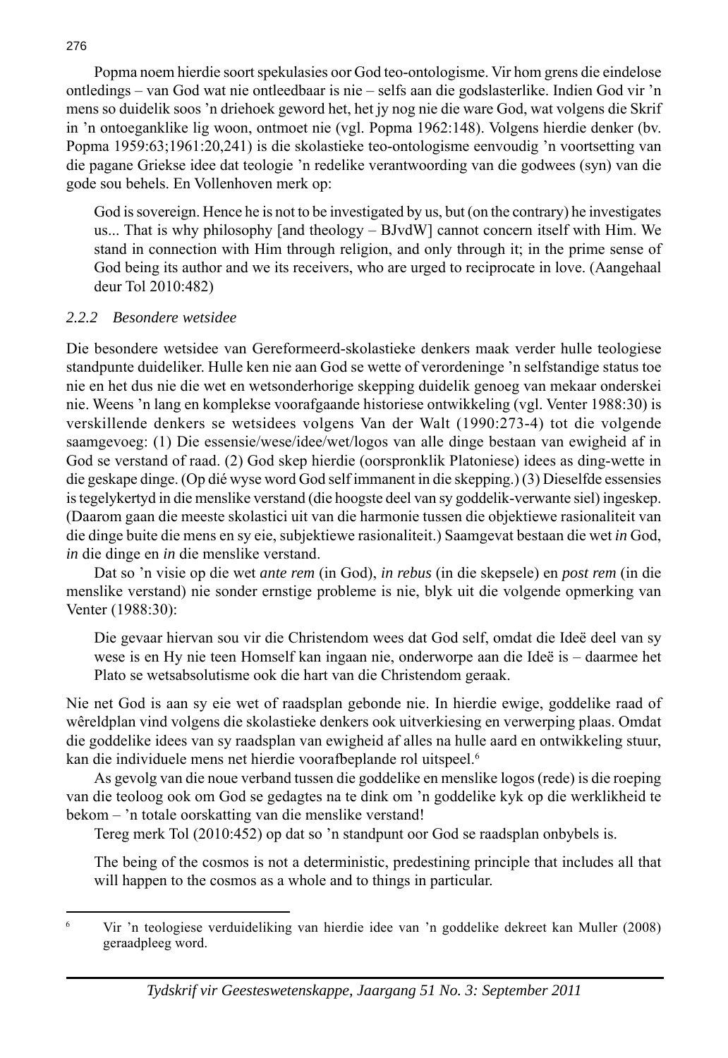Popma noem hierdie soort spekulasies oor God teo-ontologisme. Vir hom grens die eindelose ontledings – van God wat nie ontleedbaar is nie – selfs aan die godslasterlike. Indien God vir 'n mens so duidelik soos 'n driehoek geword het, het jy nog nie die ware God, wat volgens die Skrif in 'n ontoeganklike lig woon, ontmoet nie (vgl. Popma 1962:148). Volgens hierdie denker (bv. Popma 1959:63;1961:20,241) is die skolastieke teo-ontologisme eenvoudig 'n voortsetting van die pagane Griekse idee dat teologie 'n redelike verantwoording van die godwees (syn) van die gode sou behels. En Vollenhoven merk op:

> God is sovereign. Hence he is not to be investigated by us, but (on the contrary) he investigates us... That is why philosophy [and theology – BJvdW] cannot concern itself with Him. We stand in connection with Him through religion, and only through it; in the prime sense of God being its author and we its receivers, who are urged to reciprocate in love. (Aangehaal deur Tol 2010:482)

### *2.2.2 Besondere wetsidee*

Die besondere wetsidee van Gereformeerd-skolastieke denkers maak verder hulle teologiese standpunte duideliker. Hulle ken nie aan God se wette of verordeninge 'n selfstandige status toe nie en het dus nie die wet en wetsonderhorige skepping duidelik genoeg van mekaar onderskei nie. Weens 'n lang en komplekse voorafgaande historiese ontwikkeling (vgl. Venter 1988:30) is verskillende denkers se wetsidees volgens Van der Walt (1990:273-4) tot die volgende saamgevoeg: (1) Die essensie/wese/idee/wet/logos van alle dinge bestaan van ewigheid af in God se verstand of raad. (2) God skep hierdie (oorspronklik Platoniese) idees as ding-wette in die geskape dinge. (Op dié wyse word God self immanent in die skepping.) (3) Dieselfde essensies is tegelykertyd in die menslike verstand (die hoogste deel van sy goddelik-verwante siel) ingeskep. (Daarom gaan die meeste skolastici uit van die harmonie tussen die objektiewe rasionaliteit van die dinge buite die mens en sy eie, subjektiewe rasionaliteit.) Saamgevat bestaan die wet *in* God, *in* die dinge en *in* die menslike verstand.

Dat so 'n visie op die wet *ante rem* (in God), *in rebus* (in die skepsele) en *post rem* (in die menslike verstand) nie sonder ernstige probleme is nie, blyk uit die volgende opmerking van Venter (1988:30):

> Die gevaar hiervan sou vir die Christendom wees dat God self, omdat die Ideë deel van sy wese is en Hy nie teen Homself kan ingaan nie, onderworpe aan die Ideë is – daarmee het Plato se wetsabsolutisme ook die hart van die Christendom geraak.

Nie net God is aan sy eie wet of raadsplan gebonde nie. In hierdie ewige, goddelike raad of wêreldplan vind volgens die skolastieke denkers ook uitverkiesing en verwerping plaas. Omdat die goddelike idees van sy raadsplan van ewigheid af alles na hulle aard en ontwikkeling stuur, kan die individuele mens net hierdie voorafbeplande rol uitspeel.[6]

As gevolg van die noue verband tussen die goddelike en menslike logos (rede) is die roeping van die teoloog ook om God se gedagtes na te dink om 'n goddelike kyk op die werklikheid te bekom – 'n totale oorskatting van die menslike verstand!

Tereg merk Tol (2010:452) op dat so 'n standpunt oor God se raadsplan onbybels is.

> The being of the cosmos is not a deterministic, predestining principle that includes all that will happen to the cosmos as a whole and to things in particular.

---

[6] Vir 'n teologiese verduideliking van hierdie idee van 'n goddelike dekreet kan Muller (2008) geraadpleeg word.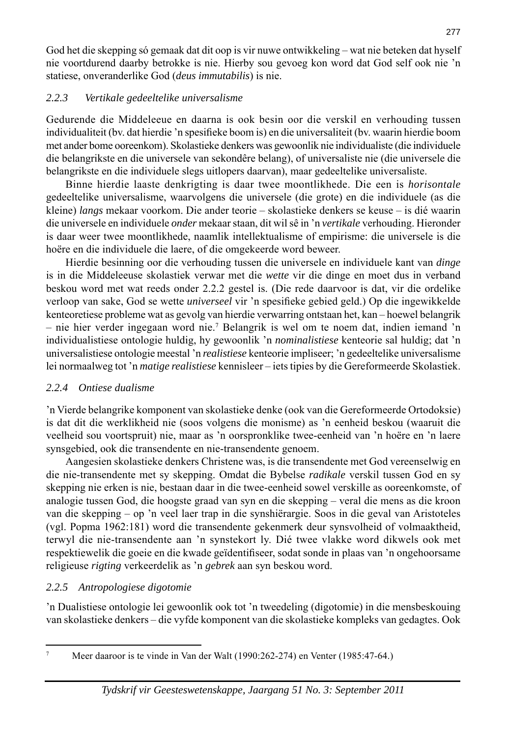God het die skepping só gemaak dat dit oop is vir nuwe ontwikkeling – wat nie beteken dat hyself nie voortdurend daarby betrokke is nie. Hierby sou gevoeg kon word dat God self ook nie 'n statiese, onveranderlike God (*deus immutabilis*) is nie.

### *2.2.3 Vertikale gedeeltelike universalisme*

Gedurende die Middeleeue en daarna is ook besin oor die verskil en verhouding tussen individualiteit (bv. dat hierdie 'n spesifieke boom is) en die universaliteit (bv. waarin hierdie boom met ander bome ooreenkom). Skolastieke denkers was gewoonlik nie individualiste (die individuele die belangrikste en die universele van sekondêre belang), of universaliste nie (die universele die belangrikste en die individuele slegs uitlopers daarvan), maar gedeeltelike universaliste.

Binne hierdie laaste denkrigting is daar twee moontlikhede. Die een is *horisontale* gedeeltelike universalisme, waarvolgens die universele (die grote) en die individuele (as die kleine) *langs* mekaar voorkom. Die ander teorie – skolastieke denkers se keuse – is dié waarin die universele en individuele *onder* mekaar staan, dit wil sê in 'n *vertikale* verhouding. Hieronder is daar weer twee moontlikhede, naamlik intellektualisme of empirisme: die universele is die hoëre en die individuele die laere, of die omgekeerde word beweer.

Hierdie besinning oor die verhouding tussen die universele en individuele kant van *dinge* is in die Middeleeuse skolastiek verwar met die *wette* vir die dinge en moet dus in verband beskou word met wat reeds onder 2.2.2 gestel is. (Die rede daarvoor is dat, vir die ordelike verloop van sake, God se wette *universeel* vir 'n spesifieke gebied geld.) Op die ingewikkelde kenteoretiese probleme wat as gevolg van hierdie verwarring ontstaan het, kan – hoewel belangrik – nie hier verder ingegaan word nie.[7] Belangrik is wel om te noem dat, indien iemand 'n individualistiese ontologie huldig, hy gewoonlik 'n *nominalistiese* kenteorie sal huldig; dat 'n universalistiese ontologie meestal 'n *realistiese* kenteorie impliseer; 'n gedeeltelike universalisme lei normaalweg tot 'n *matige realistiese* kennisleer – iets tipies by die Gereformeerde Skolastiek.

### *2.2.4 Ontiese dualisme*

'n Vierde belangrike komponent van skolastieke denke (ook van die Gereformeerde Ortodoksie) is dat dit die werklikheid nie (soos volgens die monisme) as 'n eenheid beskou (waaruit die veelheid sou voortspruit) nie, maar as 'n oorspronklike twee-eenheid van 'n hoëre en 'n laere synsgebied, ook die transendente en nie-transendente genoem.

Aangesien skolastieke denkers Christene was, is die transendente met God vereenselwig en die nie-transendente met sy skepping. Omdat die Bybelse *radikale* verskil tussen God en sy skepping nie erken is nie, bestaan daar in die twee-eenheid sowel verskille as ooreenkomste, of analogie tussen God, die hoogste graad van syn en die skepping – veral die mens as die kroon van die skepping – op 'n veel laer trap in die synshiërargie. Soos in die geval van Aristoteles (vgl. Popma 1962:181) word die transendente gekenmerk deur synsvolheid of volmaaktheid, terwyl die nie-transendente aan 'n synstekort ly. Dié twee vlakke word dikwels ook met respektiewelik die goeie en die kwade geïdentifiseer, sodat sonde in plaas van 'n ongehoorsame religieuse *rigting* verkeerdelik as 'n *gebrek* aan syn beskou word.

### *2.2.5 Antropologiese digotomie*

'n Dualistiese ontologie lei gewoonlik ook tot 'n tweedeling (digotomie) in die mensbeskouing van skolastieke denkers – die vyfde komponent van die skolastieke kompleks van gedagtes. Ook

---

[7] Meer daaroor is te vinde in Van der Walt (1990:262-274) en Venter (1985:47-64.)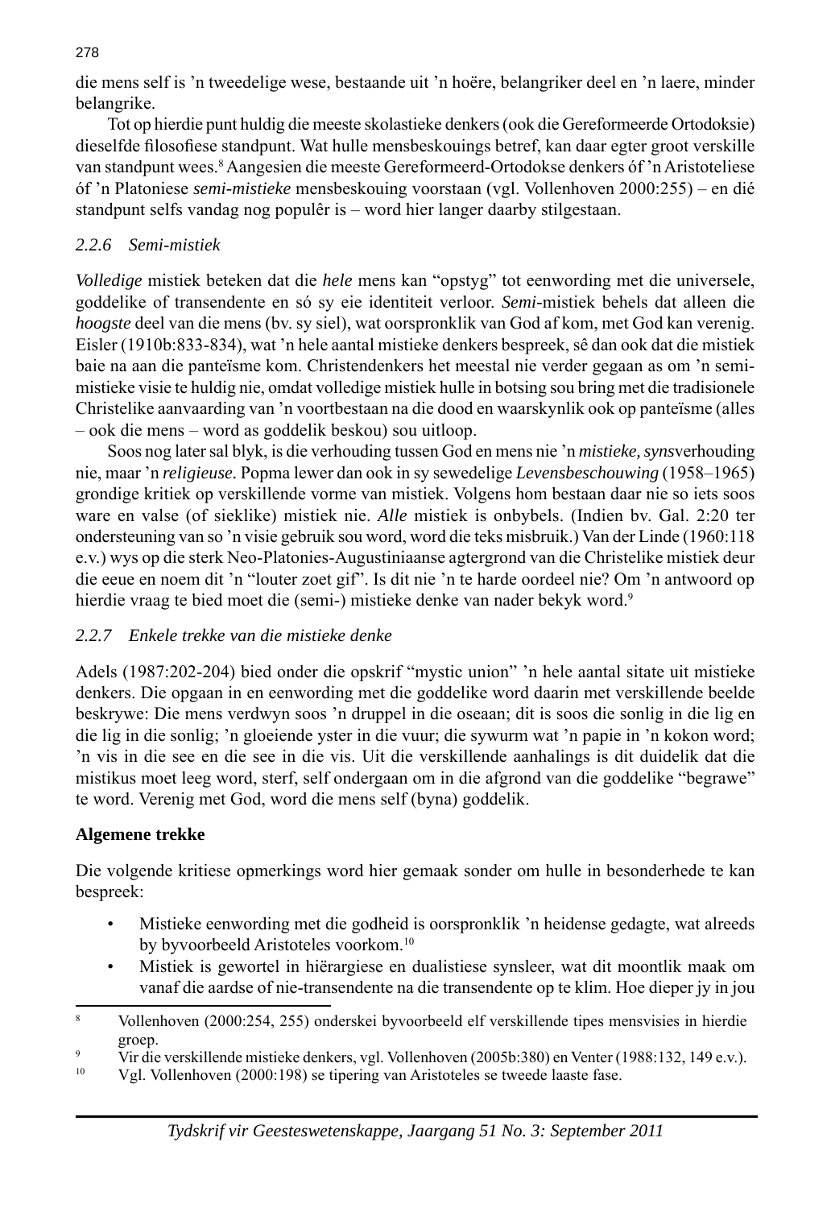die mens self is 'n tweedelige wese, bestaande uit 'n hoëre, belangriker deel en 'n laere, minder belangrike.

Tot op hierdie punt huldig die meeste skolastieke denkers (ook die Gereformeerde Ortodoksie) dieselfde filosofiese standpunt. Wat hulle mensbeskouings betref, kan daar egter groot verskille van standpunt wees.[8] Aangesien die meeste Gereformeerd-Ortodokse denkers óf 'n Aristoteliese óf 'n Platoniese *semi-mistieke* mensbeskouing voorstaan (vgl. Vollenhoven 2000:255) – en dié standpunt selfs vandag nog populêr is – word hier langer daarby stilgestaan.

### *2.2.6 Semi-mistiek*

*Volledige* mistiek beteken dat die *hele* mens kan "opstyg" tot eenwording met die universele, goddelike of transendente en só sy eie identiteit verloor. *Semi*-mistiek behels dat alleen die *hoogste* deel van die mens (bv. sy siel), wat oorspronklik van God af kom, met God kan verenig. Eisler (1910b:833-834), wat 'n hele aantal mistieke denkers bespreek, sê dan ook dat die mistiek baie na aan die panteïsme kom. Christendenkers het meestal nie verder gegaan as om 'n semi-mistieke visie te huldig nie, omdat volledige mistiek hulle in botsing sou bring met die tradisionele Christelike aanvaarding van 'n voortbestaan na die dood en waarskynlik ook op panteïsme (alles – ook die mens – word as goddelik beskou) sou uitloop.

Soos nog later sal blyk, is die verhouding tussen God en mens nie 'n *mistieke, syns*verhouding nie, maar 'n *religieuse*. Popma lewer dan ook in sy sewedelige *Levensbeschouwing* (1958–1965) grondige kritiek op verskillende vorme van mistiek. Volgens hom bestaan daar nie so iets soos ware en valse (of sieklike) mistiek nie. *Alle* mistiek is onbybels. (Indien bv. Gal. 2:20 ter ondersteuning van so 'n visie gebruik sou word, word die teks misbruik.) Van der Linde (1960:118 e.v.) wys op die sterk Neo-Platonies-Augustiniaanse agtergrond van die Christelike mistiek deur die eeue en noem dit 'n "louter zoet gif". Is dit nie 'n te harde oordeel nie? Om 'n antwoord op hierdie vraag te bied moet die (semi-) mistieke denke van nader bekyk word.[9]

### *2.2.7 Enkele trekke van die mistieke denke*

Adels (1987:202-204) bied onder die opskrif "mystic union" 'n hele aantal sitate uit mistieke denkers. Die opgaan in en eenwording met die goddelike word daarin met verskillende beelde beskrywe: Die mens verdwyn soos 'n druppel in die oseaan; dit is soos die sonlig in die lig en die lig in die sonlig; 'n gloeiende yster in die vuur; die sywurm wat 'n papie in 'n kokon word; 'n vis in die see en die see in die vis. Uit die verskillende aanhalings is dit duidelik dat die mistikus moet leeg word, sterf, self ondergaan om in die afgrond van die goddelike "begrawe" te word. Verenig met God, word die mens self (byna) goddelik.

**Algemene trekke**

Die volgende kritiese opmerkings word hier gemaak sonder om hulle in besonderhede te kan bespreek:

- Mistieke eenwording met die godheid is oorspronklik 'n heidense gedagte, wat alreeds by byvoorbeeld Aristoteles voorkom.[10]
- Mistiek is gewortel in hiërargiese en dualistiese synsleer, wat dit moontlik maak om vanaf die aardse of nie-transendente na die transendente op te klim. Hoe dieper jy in jou

---

[8] Vollenhoven (2000:254, 255) onderskei byvoorbeeld elf verskillende tipes mensvisies in hierdie groep.

[9] Vir die verskillende mistieke denkers, vgl. Vollenhoven (2005b:380) en Venter (1988:132, 149 e.v.).

[10] Vgl. Vollenhoven (2000:198) se tipering van Aristoteles se tweede laaste fase.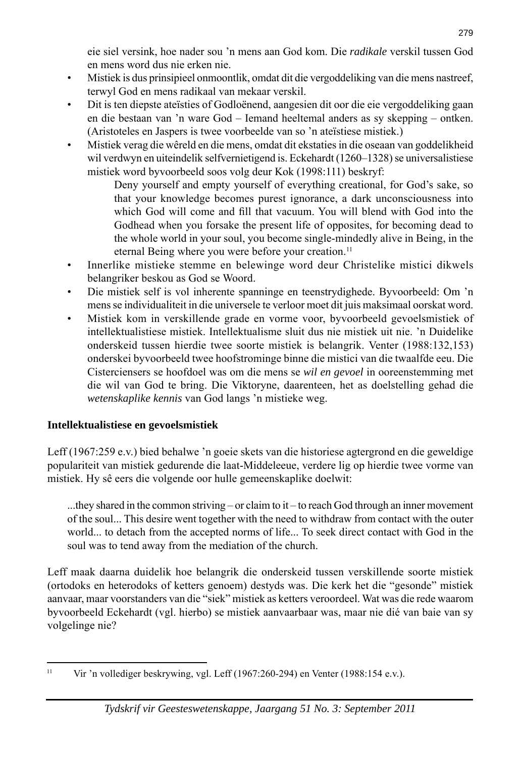eie siel versink, hoe nader sou ’n mens aan God kom. Die *radikale* verskil tussen God en mens word dus nie erken nie.

- Mistiek is dus prinsipieel onmoontlik, omdat dit die vergoddeliking van die mens nastreef, terwyl God en mens radikaal van mekaar verskil.
- Dit is ten diepste ateïsties of Godloënend, aangesien dit oor die eie vergoddeliking gaan en die bestaan van ’n ware God – Iemand heeltemal anders as sy skepping – ontken. (Aristoteles en Jaspers is twee voorbeelde van so ’n ateïstiese mistiek.)
- Mistiek verag die wêreld en die mens, omdat dit ekstaties in die oseaan van goddelikheid wil verdwyn en uiteindelik selfvernietigend is. Eckehardt (1260–1328) se universalistiese mistiek word byvoorbeeld soos volg deur Kok (1998:111) beskryf:

  > Deny yourself and empty yourself of everything creational, for God’s sake, so that your knowledge becomes purest ignorance, a dark unconsciousness into which God will come and fill that vacuum. You will blend with God into the Godhead when you forsake the present life of opposites, for becoming dead to the whole world in your soul, you become single-mindedly alive in Being, in the eternal Being where you were before your creation.[11]

- Innerlike mistieke stemme en belewinge word deur Christelike mistici dikwels belangriker beskou as God se Woord.
- Die mistiek self is vol inherente spanninge en teenstrydighede. Byvoorbeeld: Om ’n mens se individualiteit in die universele te verloor moet dit juis maksimaal oorskat word.
- Mistiek kom in verskillende grade en vorme voor, byvoorbeeld gevoelsmistiek of intellektualistiese mistiek. Intellektualisme sluit dus nie mistiek uit nie. ’n Duidelike onderskeid tussen hierdie twee soorte mistiek is belangrik. Venter (1988:132,153) onderskei byvoorbeeld twee hoofstrominge binne die mistici van die twaalfde eeu. Die Cisterciensers se hoofdoel was om die mens se *wil en gevoel* in ooreenstemming met die wil van God te bring. Die Viktoryne, daarenteen, het as doelstelling gehad die *wetenskaplike kennis* van God langs ’n mistieke weg.

**Intellektualistiese en gevoelsmistiek**

Leff (1967:259 e.v.) bied behalwe ’n goeie skets van die historiese agtergrond en die geweldige populariteit van mistiek gedurende die laat-Middeleeue, verdere lig op hierdie twee vorme van mistiek. Hy sê eers die volgende oor hulle gemeenskaplike doelwit:

> ...they shared in the common striving – or claim to it – to reach God through an inner movement of the soul... This desire went together with the need to withdraw from contact with the outer world... to detach from the accepted norms of life... To seek direct contact with God in the soul was to tend away from the mediation of the church.

Leff maak daarna duidelik hoe belangrik die onderskeid tussen verskillende soorte mistiek (ortodoks en heterodoks of ketters genoem) destyds was. Die kerk het die “gesonde” mistiek aanvaar, maar voorstanders van die “siek” mistiek as ketters veroordeel. Wat was die rede waarom byvoorbeeld Eckehardt (vgl. hierbo) se mistiek aanvaarbaar was, maar nie dié van baie van sy volgelinge nie?

---

[11] Vir ’n vollediger beskrywing, vgl. Leff (1967:260-294) en Venter (1988:154 e.v.).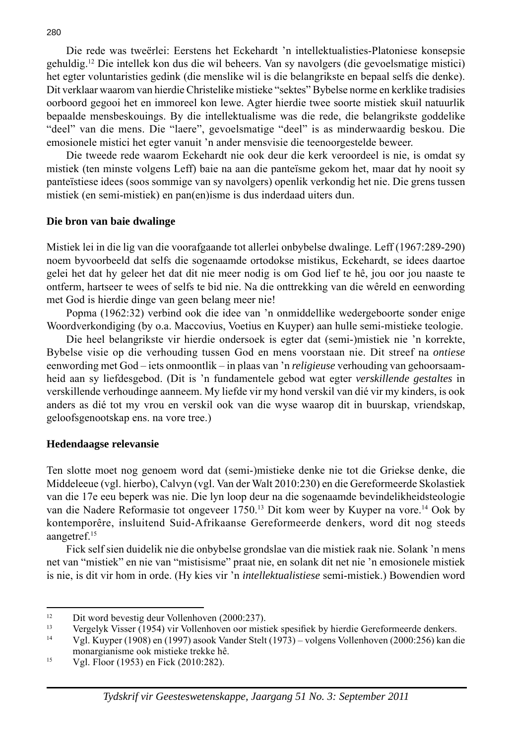Die rede was tweërlei: Eerstens het Eckehardt 'n intellektualisties-Platoniese konsepsie gehuldig.[12] Die intellek kon dus die wil beheers. Van sy navolgers (die gevoelsmatige mistici) het egter voluntaristies gedink (die menslike wil is die belangrikste en bepaal selfs die denke). Dit verklaar waarom van hierdie Christelike mistieke "sektes" Bybelse norme en kerklike tradisies oorboord gegooi het en immoreel kon lewe. Agter hierdie twee soorte mistiek skuil natuurlik bepaalde mensbeskouings. By die intellektualisme was die rede, die belangrikste goddelike "deel" van die mens. Die "laere", gevoelsmatige "deel" is as minderwaardig beskou. Die emosionele mistici het egter vanuit 'n ander mensvisie die teenoorgestelde beweer.

Die tweede rede waarom Eckehardt nie ook deur die kerk veroordeel is nie, is omdat sy mistiek (ten minste volgens Leff) baie na aan die panteïsme gekom het, maar dat hy nooit sy panteïstiese idees (soos sommige van sy navolgers) openlik verkondig het nie. Die grens tussen mistiek (en semi-mistiek) en pan(en)isme is dus inderdaad uiters dun.

## Die bron van baie dwalinge

Mistiek lei in die lig van die voorafgaande tot allerlei onbybelse dwalinge. Leff (1967:289-290) noem byvoorbeeld dat selfs die sogenaamde ortodokse mistikus, Eckehardt, se idees daartoe gelei het dat hy geleer het dat dit nie meer nodig is om God lief te hê, jou oor jou naaste te ontferm, hartseer te wees of selfs te bid nie. Na die onttrekking van die wêreld en eenwording met God is hierdie dinge van geen belang meer nie!

Popma (1962:32) verbind ook die idee van 'n onmiddellike wedergeboorte sonder enige Woordverkondiging (by o.a. Maccovius, Voetius en Kuyper) aan hulle semi-mistieke teologie.

Die heel belangrikste vir hierdie ondersoek is egter dat (semi-)mistiek nie 'n korrekte, Bybelse visie op die verhouding tussen God en mens voorstaan nie. Dit streef na *ontiese* eenwording met God – iets onmoontlik – in plaas van 'n *religieuse* verhouding van gehoorsaamheid aan sy liefdesgebod. (Dit is 'n fundamentele gebod wat egter *verskillende gestaltes* in verskillende verhoudinge aanneem. My liefde vir my hond verskil van dié vir my kinders, is ook anders as dié tot my vrou en verskil ook van die wyse waarop dit in buurskap, vriendskap, geloofsgenootskap ens. na vore tree.)

## Hedendaagse relevansie

Ten slotte moet nog genoem word dat (semi-)mistieke denke nie tot die Griekse denke, die Middeleeue (vgl. hierbo), Calvyn (vgl. Van der Walt 2010:230) en die Gereformeerde Skolastiek van die 17e eeu beperk was nie. Die lyn loop deur na die sogenaamde bevindelikheidsteologie van die Nadere Reformasie tot ongeveer 1750.[13] Dit kom weer by Kuyper na vore.[14] Ook by kontemporêre, insluitend Suid-Afrikaanse Gereformeerde denkers, word dit nog steeds aangetref.[15]

Fick self sien duidelik nie die onbybelse grondslae van die mistiek raak nie. Solank 'n mens net van "mistiek" en nie van "mistisisme" praat nie, en solank dit net nie 'n emosionele mistiek is nie, is dit vir hom in orde. (Hy kies vir 'n *intellektualistiese* semi-mistiek.) Bowendien word

---

[12] Dit word bevestig deur Vollenhoven (2000:237).

[13] Vergelyk Visser (1954) vir Vollenhoven oor mistiek spesifiek by hierdie Gereformeerde denkers.

[14] Vgl. Kuyper (1908) en (1997) asook Vander Stelt (1973) – volgens Vollenhoven (2000:256) kan die monargianisme ook mistieke trekke hê.

[15] Vgl. Floor (1953) en Fick (2010:282).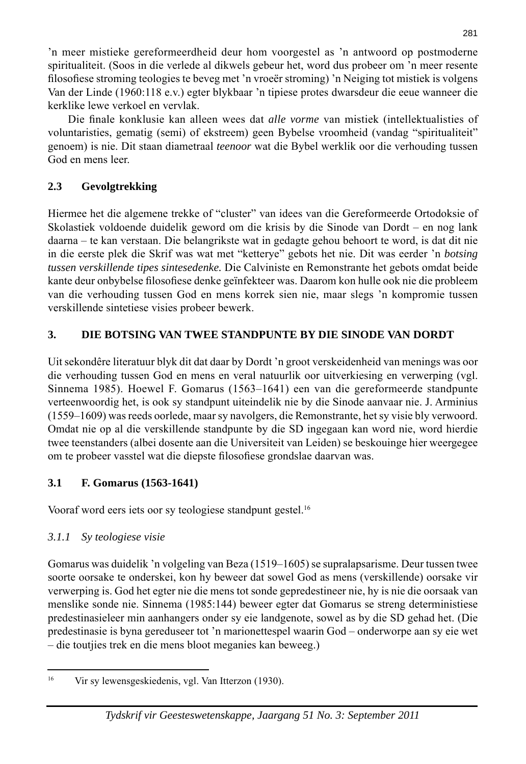’n meer mistieke gereformeerdheid deur hom voorgestel as ’n antwoord op postmoderne spiritualiteit. (Soos in die verlede al dikwels gebeur het, word dus probeer om ’n meer resente filosofiese stroming teologies te beveg met ’n vroeër stroming) ’n Neiging tot mistiek is volgens Van der Linde (1960:118 e.v.) egter blykbaar ’n tipiese protes dwarsdeur die eeue wanneer die kerklike lewe verkoel en vervlak.

Die finale konklusie kan alleen wees dat *alle vorme* van mistiek (intellektualisties of voluntaristies, gematig (semi) of ekstreem) geen Bybelse vroomheid (vandag “spiritualiteit” genoem) is nie. Dit staan diametraal *teenoor* wat die Bybel werklik oor die verhouding tussen God en mens leer.

### 2.3 Gevolgtrekking

Hiermee het die algemene trekke of “cluster” van idees van die Gereformeerde Ortodoksie of Skolastiek voldoende duidelik geword om die krisis by die Sinode van Dordt – en nog lank daarna – te kan verstaan. Die belangrikste wat in gedagte gehou behoort te word, is dat dit nie in die eerste plek die Skrif was wat met “ketterye” gebots het nie. Dit was eerder ’n *botsing tussen verskillende tipes sintesedenke.* Die Calviniste en Remonstrante het gebots omdat beide kante deur onbybelse filosofiese denke geïnfekteer was. Daarom kon hulle ook nie die probleem van die verhouding tussen God en mens korrek sien nie, maar slegs ’n kompromie tussen verskillende sintetiese visies probeer bewerk.

## 3. DIE BOTSING VAN TWEE STANDPUNTE BY DIE SINODE VAN DORDT

Uit sekondêre literatuur blyk dit dat daar by Dordt ’n groot verskeidenheid van menings was oor die verhouding tussen God en mens en veral natuurlik oor uitverkiesing en verwerping (vgl. Sinnema 1985). Hoewel F. Gomarus (1563–1641) een van die gereformeerde standpunte verteenwoordig het, is ook sy standpunt uiteindelik nie by die Sinode aanvaar nie. J. Arminius (1559–1609) was reeds oorlede, maar sy navolgers, die Remonstrante, het sy visie bly verwoord. Omdat nie op al die verskillende standpunte by die SD ingegaan kan word nie, word hierdie twee teenstanders (albei dosente aan die Universiteit van Leiden) se beskouinge hier weergegee om te probeer vasstel wat die diepste filosofiese grondslae daarvan was.

### 3.1 F. Gomarus (1563-1641)

Vooraf word eers iets oor sy teologiese standpunt gestel.[16]

#### *3.1.1 Sy teologiese visie*

Gomarus was duidelik ’n volgeling van Beza (1519–1605) se supralapsarisme. Deur tussen twee soorte oorsake te onderskei, kon hy beweer dat sowel God as mens (verskillende) oorsake vir verwerping is. God het egter nie die mens tot sonde gepredestineer nie, hy is nie die oorsaak van menslike sonde nie. Sinnema (1985:144) beweer egter dat Gomarus se streng deterministiese predestinasieleer min aanhangers onder sy eie landgenote, sowel as by die SD gehad het. (Die predestinasie is byna gereduseer tot ’n marionettespel waarin God – onderworpe aan sy eie wet – die toutjies trek en die mens bloot meganies kan beweeg.)

---

[16] Vir sy lewensgeskiedenis, vgl. Van Itterzon (1930).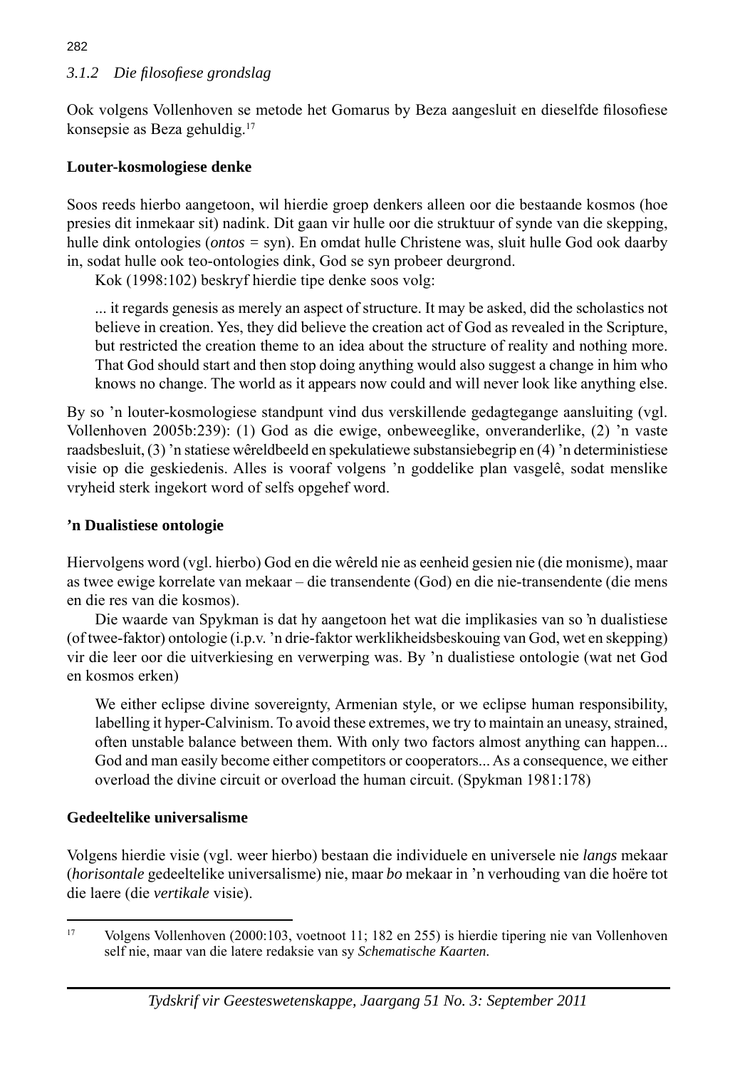### 3.1.2 Die filosofiese grondslag

Ook volgens Vollenhoven se metode het Gomarus by Beza aangesluit en dieselfde filosofiese konsepsie as Beza gehuldig.[17]

**Louter-kosmologiese denke**

Soos reeds hierbo aangetoon, wil hierdie groep denkers alleen oor die bestaande kosmos (hoe presies dit inmekaar sit) nadink. Dit gaan vir hulle oor die struktuur of synde van die skepping, hulle dink ontologies (*ontos* = syn). En omdat hulle Christene was, sluit hulle God ook daarby in, sodat hulle ook teo-ontologies dink, God se syn probeer deurgrond.

Kok (1998:102) beskryf hierdie tipe denke soos volg:

> ... it regards genesis as merely an aspect of structure. It may be asked, did the scholastics not believe in creation. Yes, they did believe the creation act of God as revealed in the Scripture, but restricted the creation theme to an idea about the structure of reality and nothing more. That God should start and then stop doing anything would also suggest a change in him who knows no change. The world as it appears now could and will never look like anything else.

By so 'n louter-kosmologiese standpunt vind dus verskillende gedagtegange aansluiting (vgl. Vollenhoven 2005b:239): (1) God as die ewige, onbeweeglike, onveranderlike, (2) 'n vaste raadsbesluit, (3) 'n statiese wêreldbeeld en spekulatiewe substansiebegrip en (4) 'n deterministiese visie op die geskiedenis. Alles is vooraf volgens 'n goddelike plan vasgelê, sodat menslike vryheid sterk ingekort word of selfs opgehef word.

**'n Dualistiese ontologie**

Hiervolgens word (vgl. hierbo) God en die wêreld nie as eenheid gesien nie (die monisme), maar as twee ewige korrelate van mekaar – die transendente (God) en die nie-transendente (die mens en die res van die kosmos).

Die waarde van Spykman is dat hy aangetoon het wat die implikasies van so 'n dualistiese (of twee-faktor) ontologie (i.p.v. 'n drie-faktor werklikheidsbeskouing van God, wet en skepping) vir die leer oor die uitverkiesing en verwerping was. By 'n dualistiese ontologie (wat net God en kosmos erken)

> We either eclipse divine sovereignty, Armenian style, or we eclipse human responsibility, labelling it hyper-Calvinism. To avoid these extremes, we try to maintain an uneasy, strained, often unstable balance between them. With only two factors almost anything can happen... God and man easily become either competitors or cooperators... As a consequence, we either overload the divine circuit or overload the human circuit. (Spykman 1981:178)

**Gedeeltelike universalisme**

Volgens hierdie visie (vgl. weer hierbo) bestaan die individuele en universele nie *langs* mekaar (*horisontale* gedeeltelike universalisme) nie, maar *bo* mekaar in 'n verhouding van die hoëre tot die laere (die *vertikale* visie).

---

[17] Volgens Vollenhoven (2000:103, voetnoot 11; 182 en 255) is hierdie tipering nie van Vollenhoven self nie, maar van die latere redaksie van sy *Schematische Kaarten*.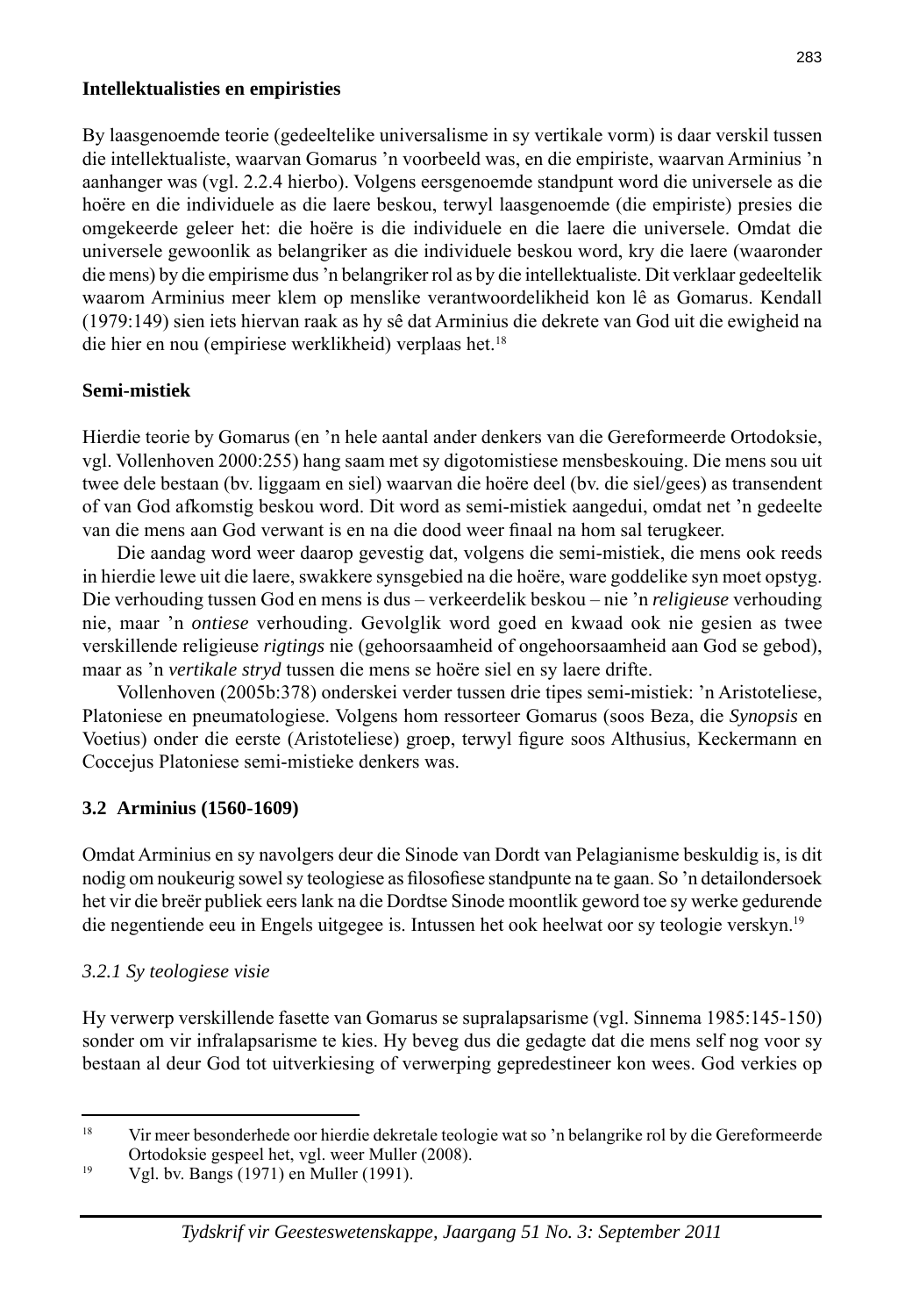**Intellektualisties en empiristies**

By laasgenoemde teorie (gedeeltelike universalisme in sy vertikale vorm) is daar verskil tussen die intellektualiste, waarvan Gomarus 'n voorbeeld was, en die empiriste, waarvan Arminius 'n aanhanger was (vgl. 2.2.4 hierbo). Volgens eersgenoemde standpunt word die universele as die hoëre en die individuele as die laere beskou, terwyl laasgenoemde (die empiriste) presies die omgekeerde geleer het: die hoëre is die individuele en die laere die universele. Omdat die universele gewoonlik as belangriker as die individuele beskou word, kry die laere (waaronder die mens) by die empirisme dus 'n belangriker rol as by die intellektualiste. Dit verklaar gedeeltelik waarom Arminius meer klem op menslike verantwoordelikheid kon lê as Gomarus. Kendall (1979:149) sien iets hiervan raak as hy sê dat Arminius die dekrete van God uit die ewigheid na die hier en nou (empiriese werklikheid) verplaas het.[18]

**Semi-mistiek**

Hierdie teorie by Gomarus (en 'n hele aantal ander denkers van die Gereformeerde Ortodoksie, vgl. Vollenhoven 2000:255) hang saam met sy digotomistiese mensbeskouing. Die mens sou uit twee dele bestaan (bv. liggaam en siel) waarvan die hoëre deel (bv. die siel/gees) as transendent of van God afkomstig beskou word. Dit word as semi-mistiek aangedui, omdat net 'n gedeelte van die mens aan God verwant is en na die dood weer finaal na hom sal terugkeer.

Die aandag word weer daarop gevestig dat, volgens die semi-mistiek, die mens ook reeds in hierdie lewe uit die laere, swakkere synsgebied na die hoëre, ware goddelike syn moet opstyg. Die verhouding tussen God en mens is dus – verkeerdelik beskou – nie 'n *religieuse* verhouding nie, maar 'n *ontiese* verhouding. Gevolglik word goed en kwaad ook nie gesien as twee verskillende religieuse *rigtings* nie (gehoorsaamheid of ongehoorsaamheid aan God se gebod), maar as 'n *vertikale stryd* tussen die mens se hoëre siel en sy laere drifte.

Vollenhoven (2005b:378) onderskei verder tussen drie tipes semi-mistiek: 'n Aristoteliese, Platoniese en pneumatologiese. Volgens hom ressorteer Gomarus (soos Beza, die *Synopsis* en Voetius) onder die eerste (Aristoteliese) groep, terwyl figure soos Althusius, Keckermann en Coccejus Platoniese semi-mistieke denkers was.

## 3.2 Arminius (1560-1609)

Omdat Arminius en sy navolgers deur die Sinode van Dordt van Pelagianisme beskuldig is, is dit nodig om noukeurig sowel sy teologiese as filosofiese standpunte na te gaan. So 'n detailondersoek het vir die breër publiek eers lank na die Dordtse Sinode moontlik geword toe sy werke gedurende die negentiende eeu in Engels uitgegee is. Intussen het ook heelwat oor sy teologie verskyn.[19]

### *3.2.1 Sy teologiese visie*

Hy verwerp verskillende fasette van Gomarus se supralapsarisme (vgl. Sinnema 1985:145-150) sonder om vir infralapsarisme te kies. Hy beveg dus die gedagte dat die mens self nog voor sy bestaan al deur God tot uitverkiesing of verwerping gepredestineer kon wees. God verkies op

---

[18] Vir meer besonderhede oor hierdie dekretale teologie wat so 'n belangrike rol by die Gereformeerde Ortodoksie gespeel het, vgl. weer Muller (2008).

[19] Vgl. bv. Bangs (1971) en Muller (1991).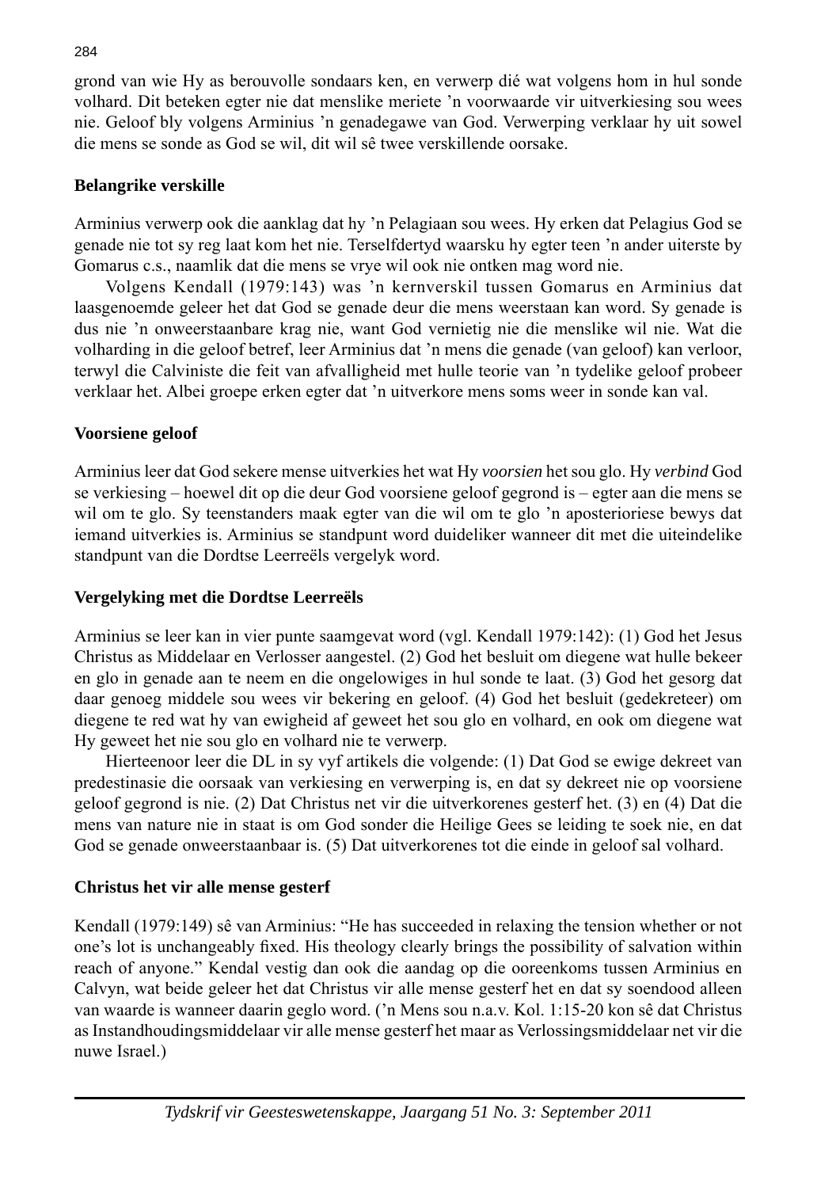grond van wie Hy as berouvolle sondaars ken, en verwerp dié wat volgens hom in hul sonde volhard. Dit beteken egter nie dat menslike meriete 'n voorwaarde vir uitverkiesing sou wees nie. Geloof bly volgens Arminius 'n genadegawe van God. Verwerping verklaar hy uit sowel die mens se sonde as God se wil, dit wil sê twee verskillende oorsake.

### Belangrike verskille

Arminius verwerp ook die aanklag dat hy 'n Pelagiaan sou wees. Hy erken dat Pelagius God se genade nie tot sy reg laat kom het nie. Terselfdertyd waarsku hy egter teen 'n ander uiterste by Gomarus c.s., naamlik dat die mens se vrye wil ook nie ontken mag word nie.

Volgens Kendall (1979:143) was 'n kernverskil tussen Gomarus en Arminius dat laasgenoemde geleer het dat God se genade deur die mens weerstaan kan word. Sy genade is dus nie 'n onweerstaanbare krag nie, want God vernietig nie die menslike wil nie. Wat die volharding in die geloof betref, leer Arminius dat 'n mens die genade (van geloof) kan verloor, terwyl die Calviniste die feit van afvalligheid met hulle teorie van 'n tydelike geloof probeer verklaar het. Albei groepe erken egter dat 'n uitverkore mens soms weer in sonde kan val.

### Voorsiene geloof

Arminius leer dat God sekere mense uitverkies het wat Hy *voorsien* het sou glo. Hy *verbind* God se verkiesing – hoewel dit op die deur God voorsiene geloof gegrond is – egter aan die mens se wil om te glo. Sy teenstanders maak egter van die wil om te glo 'n aposterioriese bewys dat iemand uitverkies is. Arminius se standpunt word duideliker wanneer dit met die uiteindelike standpunt van die Dordtse Leerreëls vergelyk word.

### Vergelyking met die Dordtse Leerreëls

Arminius se leer kan in vier punte saamgevat word (vgl. Kendall 1979:142): (1) God het Jesus Christus as Middelaar en Verlosser aangestel. (2) God het besluit om diegene wat hulle bekeer en glo in genade aan te neem en die ongelowiges in hul sonde te laat. (3) God het gesorg dat daar genoeg middele sou wees vir bekering en geloof. (4) God het besluit (gedekreteer) om diegene te red wat hy van ewigheid af geweet het sou glo en volhard, en ook om diegene wat Hy geweet het nie sou glo en volhard nie te verwerp.

Hierteenoor leer die DL in sy vyf artikels die volgende: (1) Dat God se ewige dekreet van predestinasie die oorsaak van verkiesing en verwerping is, en dat sy dekreet nie op voorsiene geloof gegrond is nie. (2) Dat Christus net vir die uitverkorenes gesterf het. (3) en (4) Dat die mens van nature nie in staat is om God sonder die Heilige Gees se leiding te soek nie, en dat God se genade onweerstaanbaar is. (5) Dat uitverkorenes tot die einde in geloof sal volhard.

### Christus het vir alle mense gesterf

Kendall (1979:149) sê van Arminius: "He has succeeded in relaxing the tension whether or not one's lot is unchangeably fixed. His theology clearly brings the possibility of salvation within reach of anyone." Kendal vestig dan ook die aandag op die ooreenkoms tussen Arminius en Calvyn, wat beide geleer het dat Christus vir alle mense gesterf het en dat sy soendood alleen van waarde is wanneer daarin geglo word. ('n Mens sou n.a.v. Kol. 1:15-20 kon sê dat Christus as Instandhoudingsmiddelaar vir alle mense gesterf het maar as Verlossingsmiddelaar net vir die nuwe Israel.)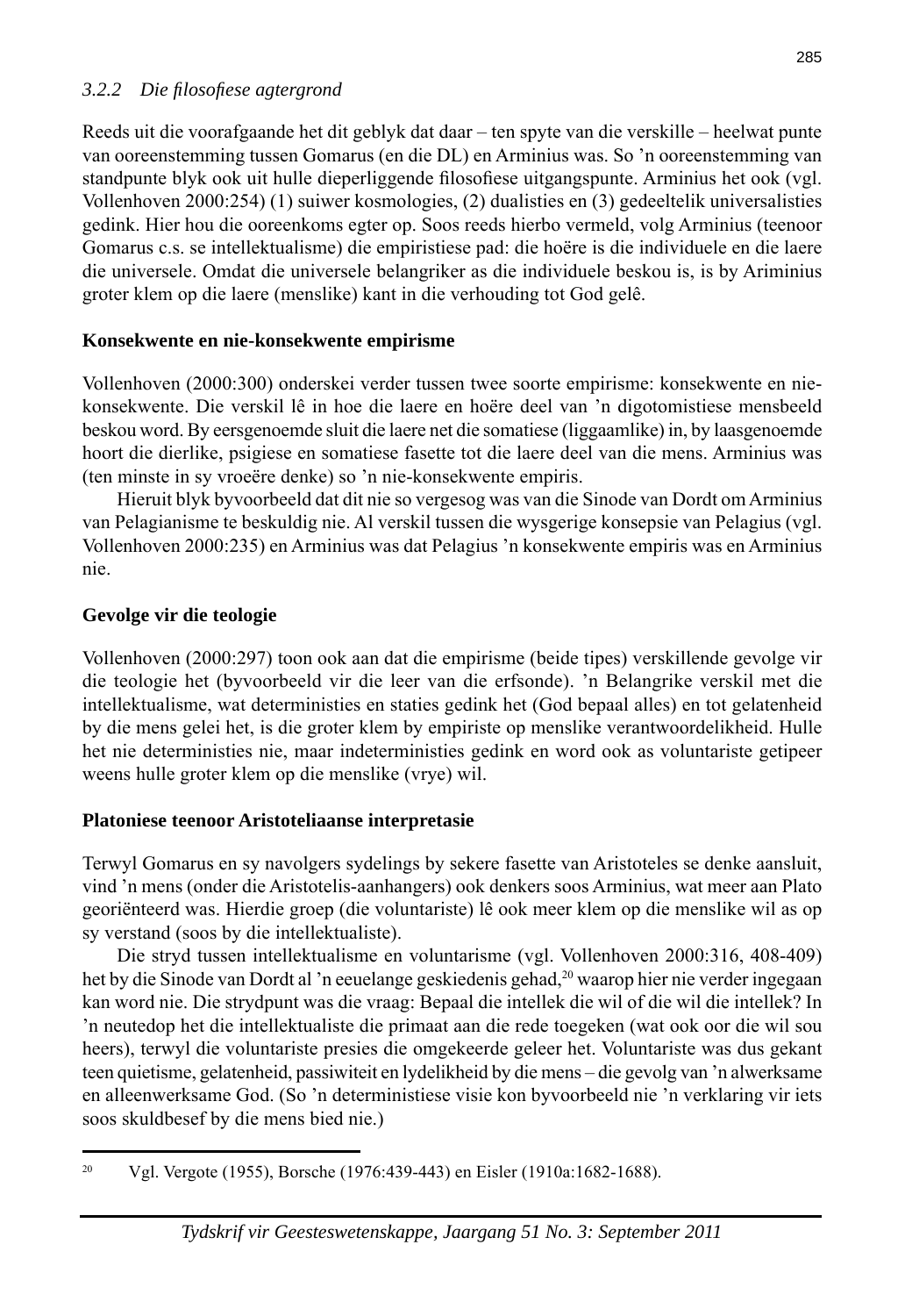### *3.2.2 Die filosofiese agtergrond*

Reeds uit die voorafgaande het dit geblyk dat daar – ten spyte van die verskille – heelwat punte van ooreenstemming tussen Gomarus (en die DL) en Arminius was. So 'n ooreenstemming van standpunte blyk ook uit hulle dieperliggende filosofiese uitgangspunte. Arminius het ook (vgl. Vollenhoven 2000:254) (1) suiwer kosmologies, (2) dualisties en (3) gedeeltelik universalisties gedink. Hier hou die ooreenkoms egter op. Soos reeds hierbo vermeld, volg Arminius (teenoor Gomarus c.s. se intellektualisme) die empiristiese pad: die hoëre is die individuele en die laere die universele. Omdat die universele belangriker as die individuele beskou is, is by Ariminius groter klem op die laere (menslike) kant in die verhouding tot God gelê.

**Konsekwente en nie-konsekwente empirisme**

Vollenhoven (2000:300) onderskei verder tussen twee soorte empirisme: konsekwente en nie-konsekwente. Die verskil lê in hoe die laere en hoëre deel van 'n digotomistiese mensbeeld beskou word. By eersgenoemde sluit die laere net die somatiese (liggaamlike) in, by laasgenoemde hoort die dierlike, psigiese en somatiese fasette tot die laere deel van die mens. Arminius was (ten minste in sy vroeëre denke) so 'n nie-konsekwente empiris.

Hieruit blyk byvoorbeeld dat dit nie so vergesog was van die Sinode van Dordt om Arminius van Pelagianisme te beskuldig nie. Al verskil tussen die wysgerige konsepsie van Pelagius (vgl. Vollenhoven 2000:235) en Arminius was dat Pelagius 'n konsekwente empiris was en Arminius nie.

**Gevolge vir die teologie**

Vollenhoven (2000:297) toon ook aan dat die empirisme (beide tipes) verskillende gevolge vir die teologie het (byvoorbeeld vir die leer van die erfsonde). 'n Belangrike verskil met die intellektualisme, wat deterministies en staties gedink het (God bepaal alles) en tot gelatenheid by die mens gelei het, is die groter klem by empiriste op menslike verantwoordelikheid. Hulle het nie deterministies nie, maar indeterministies gedink en word ook as voluntariste getipeer weens hulle groter klem op die menslike (vrye) wil.

**Platoniese teenoor Aristoteliaanse interpretasie**

Terwyl Gomarus en sy navolgers sydelings by sekere fasette van Aristoteles se denke aansluit, vind 'n mens (onder die Aristotelis-aanhangers) ook denkers soos Arminius, wat meer aan Plato georiënteerd was. Hierdie groep (die voluntariste) lê ook meer klem op die menslike wil as op sy verstand (soos by die intellektualiste).

Die stryd tussen intellektualisme en voluntarisme (vgl. Vollenhoven 2000:316, 408-409) het by die Sinode van Dordt al 'n eeuelange geskiedenis gehad,[20] waarop hier nie verder ingegaan kan word nie. Die strydpunt was die vraag: Bepaal die intellek die wil of die wil die intellek? In 'n neutedop het die intellektualiste die primaat aan die rede toegeken (wat ook oor die wil sou heers), terwyl die voluntariste presies die omgekeerde geleer het. Voluntariste was dus gekant teen quietisme, gelatenheid, passiwiteit en lydelikheid by die mens – die gevolg van 'n alwerksame en alleenwerksame God. (So 'n deterministiese visie kon byvoorbeeld nie 'n verklaring vir iets soos skuldbesef by die mens bied nie.)

---

[20] Vgl. Vergote (1955), Borsche (1976:439-443) en Eisler (1910a:1682-1688).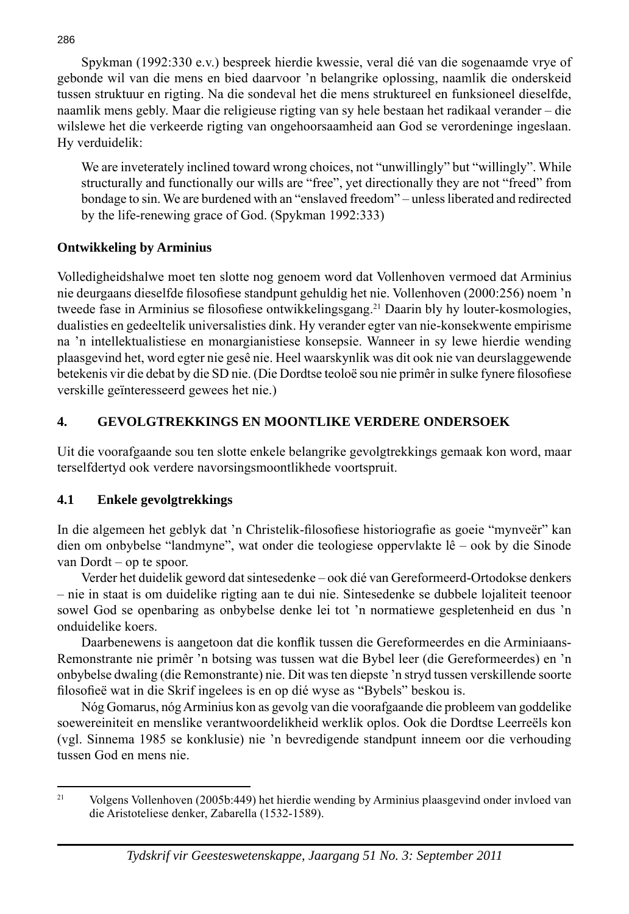Spykman (1992:330 e.v.) bespreek hierdie kwessie, veral dié van die sogenaamde vrye of gebonde wil van die mens en bied daarvoor 'n belangrike oplossing, naamlik die onderskeid tussen struktuur en rigting. Na die sondeval het die mens struktureel en funksioneel dieselfde, naamlik mens gebly. Maar die religieuse rigting van sy hele bestaan het radikaal verander – die wilslewe het die verkeerde rigting van ongehoorsaamheid aan God se verordeninge ingeslaan. Hy verduidelik:

> We are inveterately inclined toward wrong choices, not "unwillingly" but "willingly". While structurally and functionally our wills are "free", yet directionally they are not "freed" from bondage to sin. We are burdened with an "enslaved freedom" – unless liberated and redirected by the life-renewing grace of God. (Spykman 1992:333)

**Ontwikkeling by Arminius**

Volledigheidshalwe moet ten slotte nog genoem word dat Vollenhoven vermoed dat Arminius nie deurgaans dieselfde filosofiese standpunt gehuldig het nie. Vollenhoven (2000:256) noem 'n tweede fase in Arminius se filosofiese ontwikkelingsgang.[21] Daarin bly hy louter-kosmologies, dualisties en gedeeltelik universalisties dink. Hy verander egter van nie-konsekwente empirisme na 'n intellektualistiese en monargianistiese konsepsie. Wanneer in sy lewe hierdie wending plaasgevind het, word egter nie gesê nie. Heel waarskynlik was dit ook nie van deurslaggewende betekenis vir die debat by die SD nie. (Die Dordtse teoloë sou nie primêr in sulke fynere filosofiese verskille geïnteresseerd gewees het nie.)

## 4. GEVOLGTREKKINGS EN MOONTLIKE VERDERE ONDERSOEK

Uit die voorafgaande sou ten slotte enkele belangrike gevolgtrekkings gemaak kon word, maar terselfdertyd ook verdere navorsingsmoontlikhede voortspruit.

### 4.1 Enkele gevolgtrekkings

In die algemeen het geblyk dat 'n Christelik-filosofiese historiografie as goeie "mynveër" kan dien om onbybelse "landmyne", wat onder die teologiese oppervlakte lê – ook by die Sinode van Dordt – op te spoor.

Verder het duidelik geword dat sintesedenke – ook dié van Gereformeerd-Ortodokse denkers – nie in staat is om duidelike rigting aan te dui nie. Sintesedenke se dubbele lojaliteit teenoor sowel God se openbaring as onbybelse denke lei tot 'n normatiewe gespletenheid en dus 'n onduidelike koers.

Daarbenewens is aangetoon dat die konflik tussen die Gereformeerdes en die Arminiaans-Remonstrante nie primêr 'n botsing was tussen wat die Bybel leer (die Gereformeerdes) en 'n onbybelse dwaling (die Remonstrante) nie. Dit was ten diepste 'n stryd tussen verskillende soorte filosofieë wat in die Skrif ingelees is en op dié wyse as "Bybels" beskou is.

Nóg Gomarus, nóg Arminius kon as gevolg van die voorafgaande die probleem van goddelike soewereiniteit en menslike verantwoordelikheid werklik oplos. Ook die Dordtse Leerreëls kon (vgl. Sinnema 1985 se konklusie) nie 'n bevredigende standpunt inneem oor die verhouding tussen God en mens nie.

---

[21] Volgens Vollenhoven (2005b:449) het hierdie wending by Arminius plaasgevind onder invloed van die Aristoteliese denker, Zabarella (1532-1589).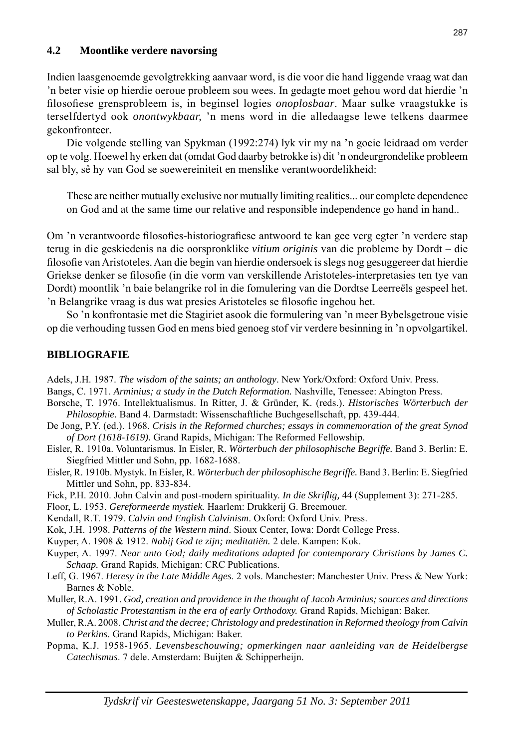### 4.2 Moontlike verdere navorsing

Indien laasgenoemde gevolgtrekking aanvaar word, is die voor die hand liggende vraag wat dan ’n beter visie op hierdie oeroue probleem sou wees. In gedagte moet gehou word dat hierdie ’n filosofiese grensprobleem is, in beginsel logies *onoplosbaar*. Maar sulke vraagstukke is terselfdertyd ook *onontwykbaar,* ’n mens word in die alledaagse lewe telkens daarmee gekonfronteer.

Die volgende stelling van Spykman (1992:274) lyk vir my na ’n goeie leidraad om verder op te volg. Hoewel hy erken dat (omdat God daarby betrokke is) dit ’n ondeurgrondelike probleem sal bly, sê hy van God se soewereiniteit en menslike verantwoordelikheid:

> These are neither mutually exclusive nor mutually limiting realities... our complete dependence on God and at the same time our relative and responsible independence go hand in hand..

Om ’n verantwoorde filosofies-historiografiese antwoord te kan gee verg egter ’n verdere stap terug in die geskiedenis na die oorspronklike *vitium originis* van die probleme by Dordt – die filosofie van Aristoteles. Aan die begin van hierdie ondersoek is slegs nog gesuggereer dat hierdie Griekse denker se filosofie (in die vorm van verskillende Aristoteles-interpretasies ten tye van Dordt) moontlik ’n baie belangrike rol in die fomulering van die Dordtse Leerreëls gespeel het. ’n Belangrike vraag is dus wat presies Aristoteles se filosofie ingehou het.

So ’n konfrontasie met die Stagiriet asook die formulering van ’n meer Bybelsgetroue visie op die verhouding tussen God en mens bied genoeg stof vir verdere besinning in ’n opvolgartikel.

## BIBLIOGRAFIE

Adels, J.H. 1987. *The wisdom of the saints; an anthology*. New York/Oxford: Oxford Univ. Press.

Bangs, C. 1971. *Arminius; a study in the Dutch Reformation.* Nashville, Tenessee: Abington Press.

Borsche, T. 1976. Intellektualismus. In Ritter, J. & Gründer, K. (reds.). *Historisches Wörterbuch der Philosophie.* Band 4. Darmstadt: Wissenschaftliche Buchgesellschaft, pp. 439-444.

De Jong, P.Y. (ed.). 1968. *Crisis in the Reformed churches; essays in commemoration of the great Synod of Dort (1618-1619).* Grand Rapids, Michigan: The Reformed Fellowship.

Eisler, R. 1910a. Voluntarismus. In Eisler, R. *Wörterbuch der philosophische Begriffe.* Band 3. Berlin: E. Siegfried Mittler und Sohn, pp. 1682-1688.

Eisler, R. 1910b. Mystyk. In Eisler, R. *Wörterbuch der philosophische Begriffe.* Band 3. Berlin: E. Siegfried Mittler und Sohn, pp. 833-834.

Fick, P.H. 2010. John Calvin and post-modern spirituality. *In die Skriflig,* 44 (Supplement 3): 271-285.

Floor, L. 1953. *Gereformeerde mystiek.* Haarlem: Drukkerij G. Breemouer.

Kendall, R.T. 1979. *Calvin and English Calvinism*. Oxford: Oxford Univ. Press.

Kok, J.H. 1998. *Patterns of the Western mind*. Sioux Center, Iowa: Dordt College Press.

Kuyper, A. 1908 & 1912. *Nabij God te zijn; meditatiën.* 2 dele. Kampen: Kok.

Kuyper, A. 1997. *Near unto God; daily meditations adapted for contemporary Christians by James C. Schaap.* Grand Rapids, Michigan: CRC Publications.

Leff, G. 1967. *Heresy in the Late Middle Ages*. 2 vols. Manchester: Manchester Univ. Press & New York: Barnes & Noble.

Muller, R.A. 1991. *God, creation and providence in the thought of Jacob Arminius; sources and directions of Scholastic Protestantism in the era of early Orthodoxy.* Grand Rapids, Michigan: Baker.

Muller, R.A. 2008. *Christ and the decree; Christology and predestination in Reformed theology from Calvin to Perkins*. Grand Rapids, Michigan: Baker.

Popma, K.J. 1958-1965. *Levensbeschouwing; opmerkingen naar aanleiding van de Heidelbergse Catechismus*. 7 dele. Amsterdam: Buijten & Schipperheijn.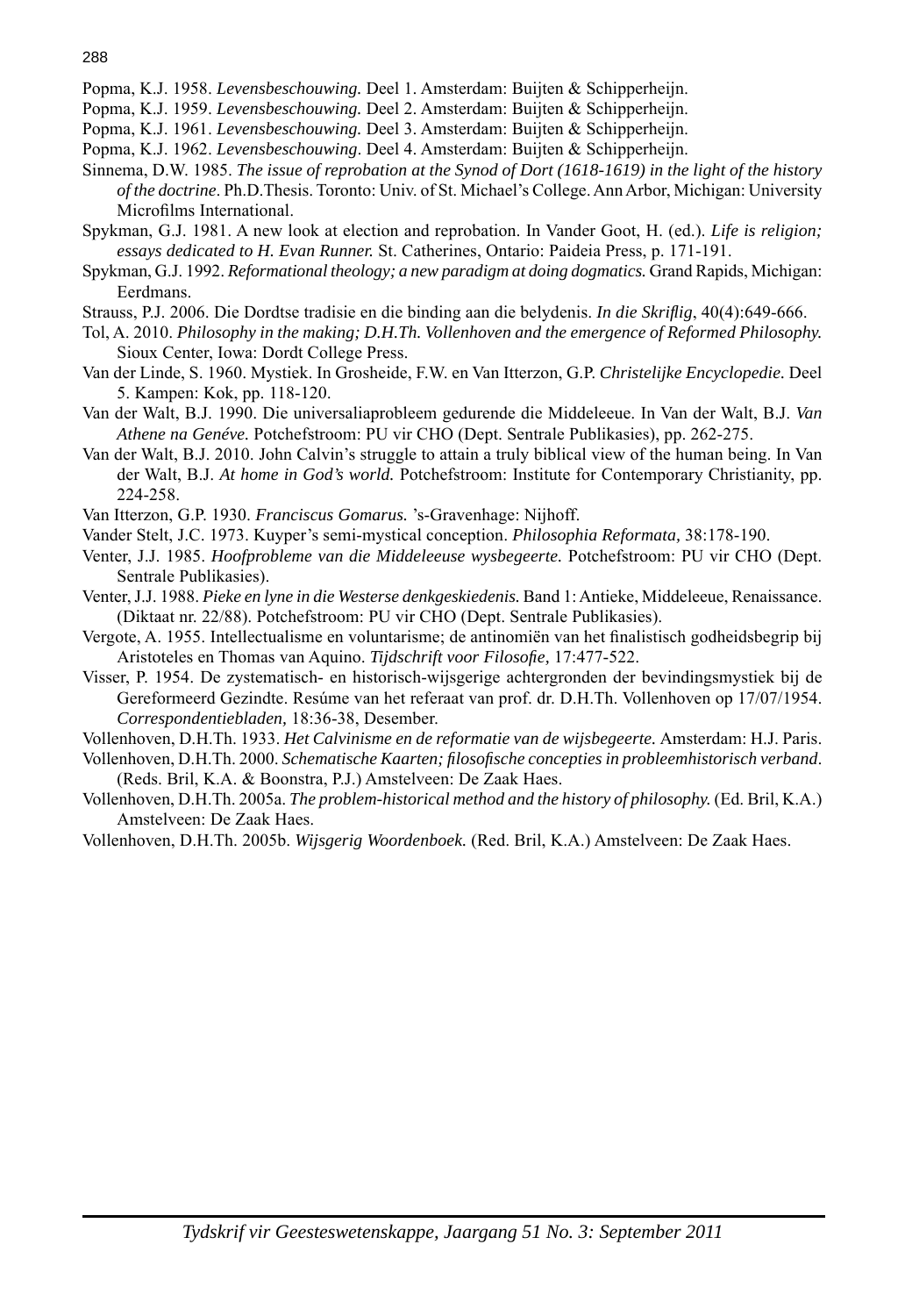Popma, K.J. 1958. *Levensbeschouwing.* Deel 1. Amsterdam: Buijten & Schipperheijn.

Popma, K.J. 1959. *Levensbeschouwing.* Deel 2. Amsterdam: Buijten & Schipperheijn.

Popma, K.J. 1961. *Levensbeschouwing.* Deel 3. Amsterdam: Buijten & Schipperheijn.

Popma, K.J. 1962. *Levensbeschouwing*. Deel 4. Amsterdam: Buijten & Schipperheijn.

Sinnema, D.W. 1985. *The issue of reprobation at the Synod of Dort (1618-1619) in the light of the history of the doctrine*. Ph.D.Thesis. Toronto: Univ. of St. Michael's College. Ann Arbor, Michigan: University Microfilms International.

Spykman, G.J. 1981. A new look at election and reprobation. In Vander Goot, H. (ed.). *Life is religion; essays dedicated to H. Evan Runner.* St. Catherines, Ontario: Paideia Press, p. 171-191.

Spykman, G.J. 1992. *Reformational theology; a new paradigm at doing dogmatics.* Grand Rapids, Michigan: Eerdmans.

Strauss, P.J. 2006. Die Dordtse tradisie en die binding aan die belydenis. *In die Skriflig*, 40(4):649-666.

Tol, A. 2010. *Philosophy in the making; D.H.Th. Vollenhoven and the emergence of Reformed Philosophy.* Sioux Center, Iowa: Dordt College Press.

Van der Linde, S. 1960. Mystiek. In Grosheide, F.W. en Van Itterzon, G.P. *Christelijke Encyclopedie.* Deel 5. Kampen: Kok, pp. 118-120.

Van der Walt, B.J. 1990. Die universaliaprobleem gedurende die Middeleeue. In Van der Walt, B.J. *Van Athene na Genéve.* Potchefstroom: PU vir CHO (Dept. Sentrale Publikasies), pp. 262-275.

Van der Walt, B.J. 2010. John Calvin's struggle to attain a truly biblical view of the human being. In Van der Walt, B.J. *At home in God's world.* Potchefstroom: Institute for Contemporary Christianity, pp. 224-258.

Van Itterzon, G.P. 1930. *Franciscus Gomarus.* 's-Gravenhage: Nijhoff.

Vander Stelt, J.C. 1973. Kuyper's semi-mystical conception. *Philosophia Reformata,* 38:178-190.

Venter, J.J. 1985. *Hoofprobleme van die Middeleeuse wysbegeerte.* Potchefstroom: PU vir CHO (Dept. Sentrale Publikasies).

Venter, J.J. 1988. *Pieke en lyne in die Westerse denkgeskiedenis.* Band 1: Antieke, Middeleeue, Renaissance. (Diktaat nr. 22/88). Potchefstroom: PU vir CHO (Dept. Sentrale Publikasies).

Vergote, A. 1955. Intellectualisme en voluntarisme; de antinomiën van het finalistisch godheidsbegrip bij Aristoteles en Thomas van Aquino. *Tijdschrift voor Filosofie,* 17:477-522.

Visser, P. 1954. De zystematisch- en historisch-wijsgerige achtergronden der bevindingsmystiek bij de Gereformeerd Gezindte. Resúme van het referaat van prof. dr. D.H.Th. Vollenhoven op 17/07/1954. *Correspondentiebladen,* 18:36-38, Desember.

Vollenhoven, D.H.Th. 1933. *Het Calvinisme en de reformatie van de wijsbegeerte.* Amsterdam: H.J. Paris.

Vollenhoven, D.H.Th. 2000. *Schematische Kaarten; filosofische concepties in probleemhistorisch verband*. (Reds. Bril, K.A. & Boonstra, P.J.) Amstelveen: De Zaak Haes.

Vollenhoven, D.H.Th. 2005a. *The problem-historical method and the history of philosophy.* (Ed. Bril, K.A.) Amstelveen: De Zaak Haes.

Vollenhoven, D.H.Th. 2005b. *Wijsgerig Woordenboek.* (Red. Bril, K.A.) Amstelveen: De Zaak Haes.